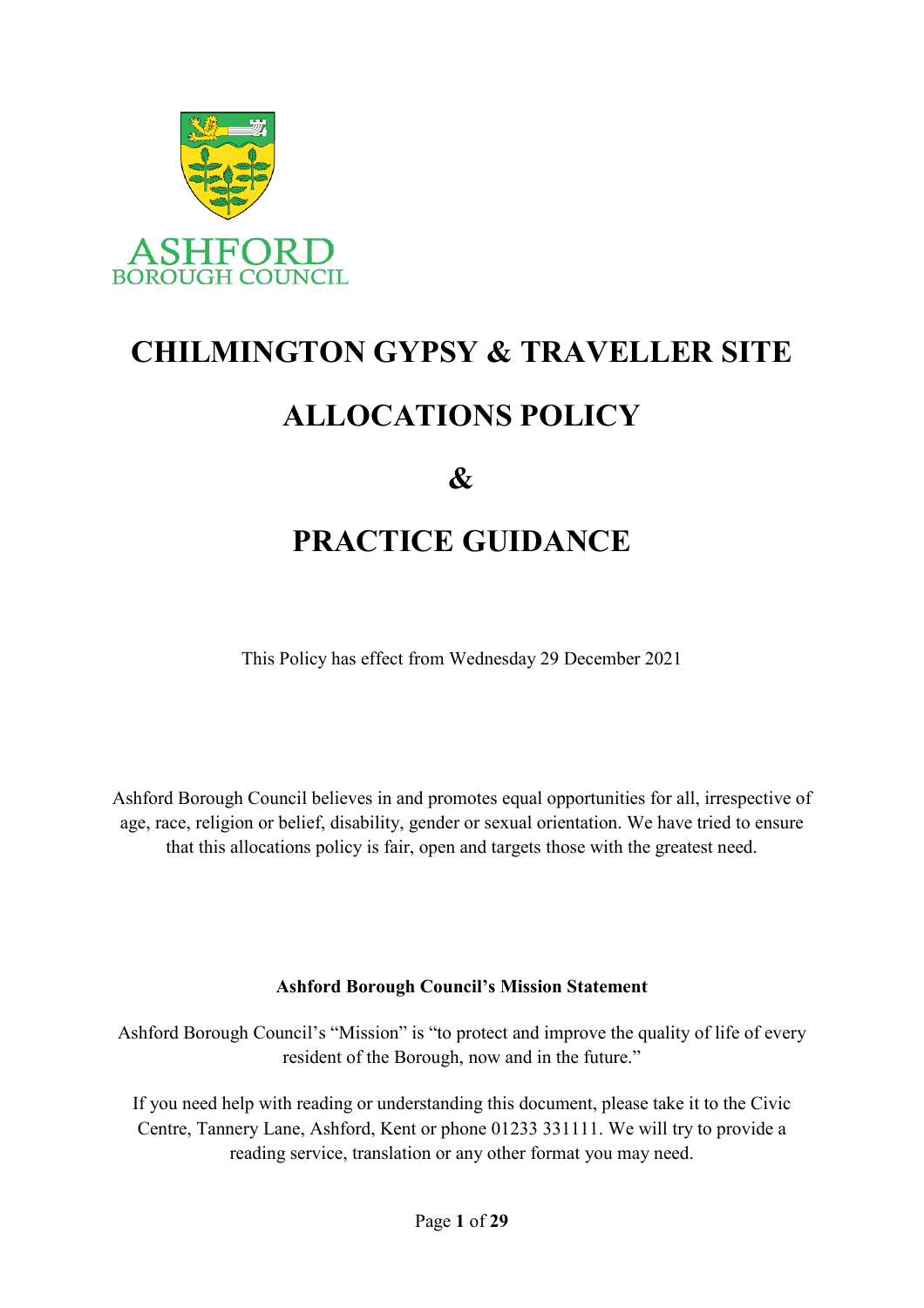ASHFORD
BOROUGH COUNCIL

# CHILMINGTON GYPSY & TRAVELLER SITE

# ALLOCATIONS POLICY

# &

# PRACTICE GUIDANCE

This Policy has effect from Wednesday 29 December 2021

Ashford Borough Council believes in and promotes equal opportunities for all, irrespective of age, race, religion or belief, disability, gender or sexual orientation. We have tried to ensure that this allocations policy is fair, open and targets those with the greatest need.

**Ashford Borough Council's Mission Statement**

Ashford Borough Council's "Mission" is "to protect and improve the quality of life of every resident of the Borough, now and in the future."

If you need help with reading or understanding this document, please take it to the Civic Centre, Tannery Lane, Ashford, Kent or phone 01233 331111. We will try to provide a reading service, translation or any other format you may need.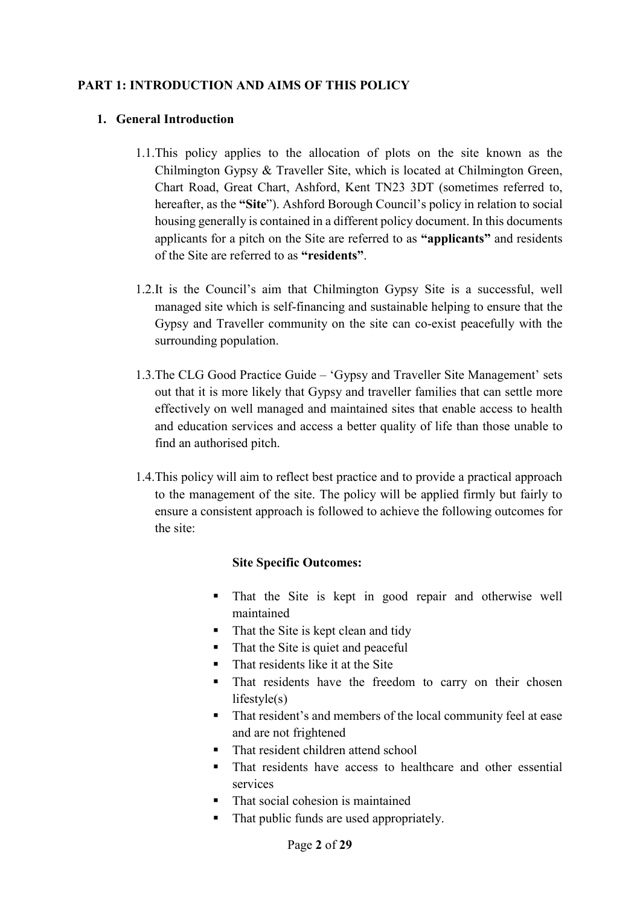## PART 1: INTRODUCTION AND AIMS OF THIS POLICY

### 1. General Introduction

1.1. This policy applies to the allocation of plots on the site known as the Chilmington Gypsy & Traveller Site, which is located at Chilmington Green, Chart Road, Great Chart, Ashford, Kent TN23 3DT (sometimes referred to, hereafter, as the **"Site"**). Ashford Borough Council's policy in relation to social housing generally is contained in a different policy document. In this documents applicants for a pitch on the Site are referred to as **"applicants"** and residents of the Site are referred to as **"residents"**.

1.2. It is the Council's aim that Chilmington Gypsy Site is a successful, well managed site which is self-financing and sustainable helping to ensure that the Gypsy and Traveller community on the site can co-exist peacefully with the surrounding population.

1.3. The CLG Good Practice Guide – 'Gypsy and Traveller Site Management' sets out that it is more likely that Gypsy and traveller families that can settle more effectively on well managed and maintained sites that enable access to health and education services and access a better quality of life than those unable to find an authorised pitch.

1.4. This policy will aim to reflect best practice and to provide a practical approach to the management of the site. The policy will be applied firmly but fairly to ensure a consistent approach is followed to achieve the following outcomes for the site:

**Site Specific Outcomes:**

- That the Site is kept in good repair and otherwise well maintained
- That the Site is kept clean and tidy
- That the Site is quiet and peaceful
- That residents like it at the Site
- That residents have the freedom to carry on their chosen lifestyle(s)
- That resident's and members of the local community feel at ease and are not frightened
- That resident children attend school
- That residents have access to healthcare and other essential services
- That social cohesion is maintained
- That public funds are used appropriately.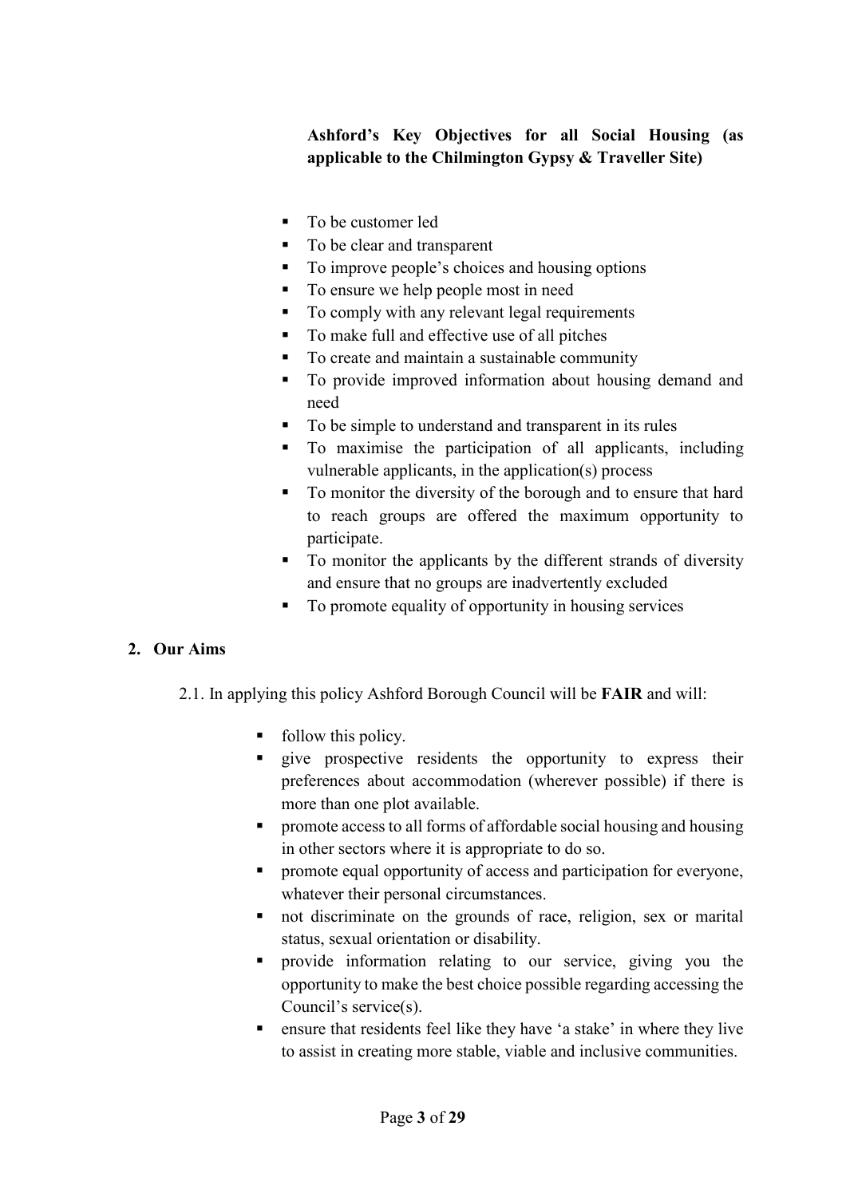**Ashford's Key Objectives for all Social Housing (as applicable to the Chilmington Gypsy & Traveller Site)**

- To be customer led
- To be clear and transparent
- To improve people's choices and housing options
- To ensure we help people most in need
- To comply with any relevant legal requirements
- To make full and effective use of all pitches
- To create and maintain a sustainable community
- To provide improved information about housing demand and need
- To be simple to understand and transparent in its rules
- To maximise the participation of all applicants, including vulnerable applicants, in the application(s) process
- To monitor the diversity of the borough and to ensure that hard to reach groups are offered the maximum opportunity to participate.
- To monitor the applicants by the different strands of diversity and ensure that no groups are inadvertently excluded
- To promote equality of opportunity in housing services

## 2. Our Aims

2.1. In applying this policy Ashford Borough Council will be **FAIR** and will:

- follow this policy.
- give prospective residents the opportunity to express their preferences about accommodation (wherever possible) if there is more than one plot available.
- promote access to all forms of affordable social housing and housing in other sectors where it is appropriate to do so.
- promote equal opportunity of access and participation for everyone, whatever their personal circumstances.
- not discriminate on the grounds of race, religion, sex or marital status, sexual orientation or disability.
- provide information relating to our service, giving you the opportunity to make the best choice possible regarding accessing the Council's service(s).
- ensure that residents feel like they have 'a stake' in where they live to assist in creating more stable, viable and inclusive communities.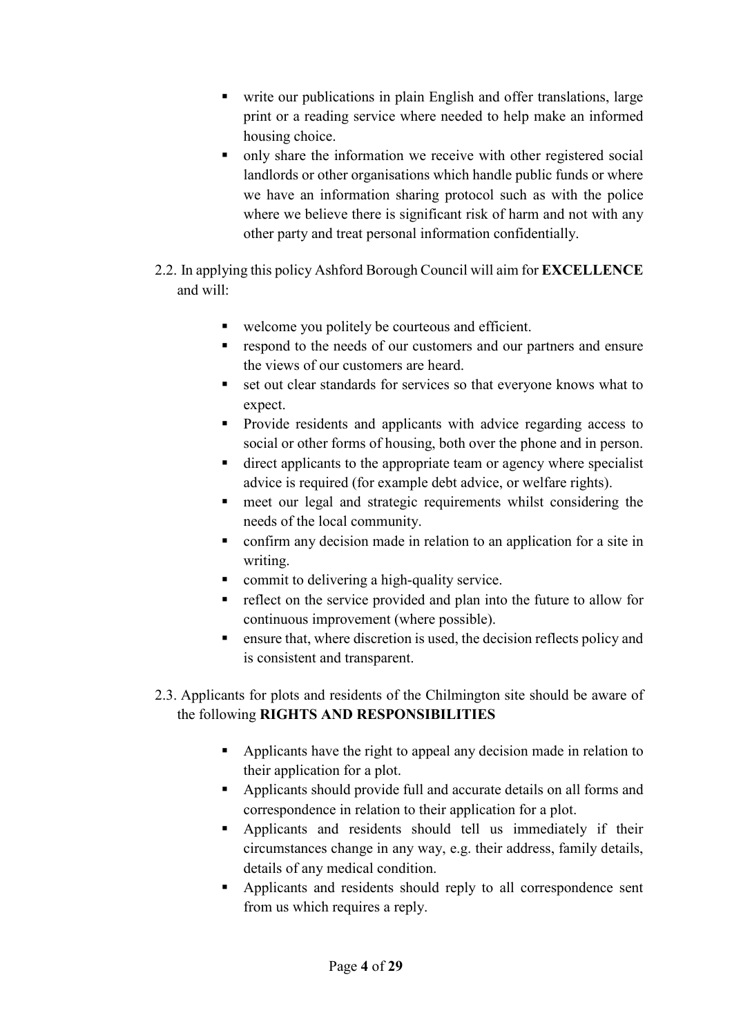- write our publications in plain English and offer translations, large print or a reading service where needed to help make an informed housing choice.
- only share the information we receive with other registered social landlords or other organisations which handle public funds or where we have an information sharing protocol such as with the police where we believe there is significant risk of harm and not with any other party and treat personal information confidentially.

2.2. In applying this policy Ashford Borough Council will aim for **EXCELLENCE** and will:

- welcome you politely be courteous and efficient.
- respond to the needs of our customers and our partners and ensure the views of our customers are heard.
- set out clear standards for services so that everyone knows what to expect.
- Provide residents and applicants with advice regarding access to social or other forms of housing, both over the phone and in person.
- direct applicants to the appropriate team or agency where specialist advice is required (for example debt advice, or welfare rights).
- meet our legal and strategic requirements whilst considering the needs of the local community.
- confirm any decision made in relation to an application for a site in writing.
- commit to delivering a high-quality service.
- reflect on the service provided and plan into the future to allow for continuous improvement (where possible).
- ensure that, where discretion is used, the decision reflects policy and is consistent and transparent.

2.3. Applicants for plots and residents of the Chilmington site should be aware of the following **RIGHTS AND RESPONSIBILITIES**

- Applicants have the right to appeal any decision made in relation to their application for a plot.
- Applicants should provide full and accurate details on all forms and correspondence in relation to their application for a plot.
- Applicants and residents should tell us immediately if their circumstances change in any way, e.g. their address, family details, details of any medical condition.
- Applicants and residents should reply to all correspondence sent from us which requires a reply.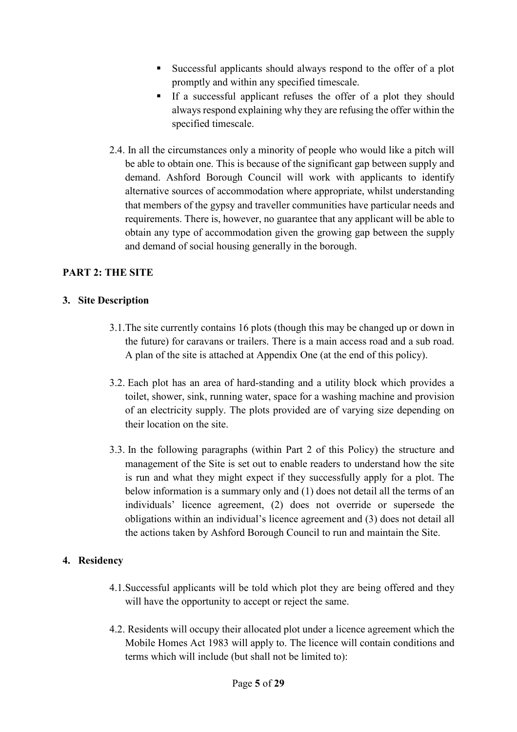- Successful applicants should always respond to the offer of a plot promptly and within any specified timescale.
- If a successful applicant refuses the offer of a plot they should always respond explaining why they are refusing the offer within the specified timescale.

2.4. In all the circumstances only a minority of people who would like a pitch will be able to obtain one. This is because of the significant gap between supply and demand. Ashford Borough Council will work with applicants to identify alternative sources of accommodation where appropriate, whilst understanding that members of the gypsy and traveller communities have particular needs and requirements. There is, however, no guarantee that any applicant will be able to obtain any type of accommodation given the growing gap between the supply and demand of social housing generally in the borough.

## PART 2: THE SITE

### 3. Site Description

3.1. The site currently contains 16 plots (though this may be changed up or down in the future) for caravans or trailers. There is a main access road and a sub road. A plan of the site is attached at Appendix One (at the end of this policy).

3.2. Each plot has an area of hard-standing and a utility block which provides a toilet, shower, sink, running water, space for a washing machine and provision of an electricity supply. The plots provided are of varying size depending on their location on the site.

3.3. In the following paragraphs (within Part 2 of this Policy) the structure and management of the Site is set out to enable readers to understand how the site is run and what they might expect if they successfully apply for a plot. The below information is a summary only and (1) does not detail all the terms of an individuals' licence agreement, (2) does not override or supersede the obligations within an individual's licence agreement and (3) does not detail all the actions taken by Ashford Borough Council to run and maintain the Site.

### 4. Residency

4.1. Successful applicants will be told which plot they are being offered and they will have the opportunity to accept or reject the same.

4.2. Residents will occupy their allocated plot under a licence agreement which the Mobile Homes Act 1983 will apply to. The licence will contain conditions and terms which will include (but shall not be limited to):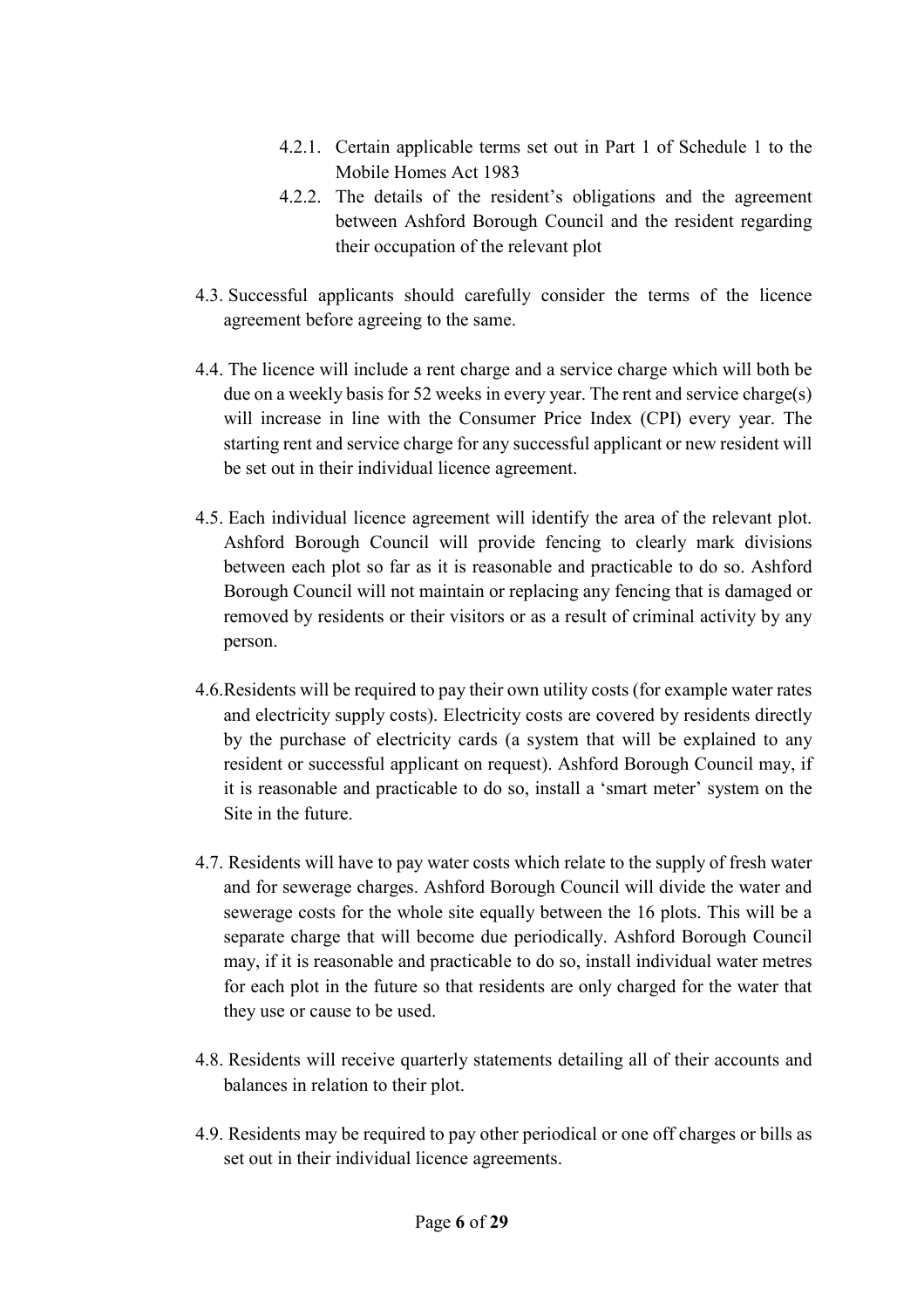4.2.1. Certain applicable terms set out in Part 1 of Schedule 1 to the Mobile Homes Act 1983

4.2.2. The details of the resident's obligations and the agreement between Ashford Borough Council and the resident regarding their occupation of the relevant plot

4.3. Successful applicants should carefully consider the terms of the licence agreement before agreeing to the same.

4.4. The licence will include a rent charge and a service charge which will both be due on a weekly basis for 52 weeks in every year. The rent and service charge(s) will increase in line with the Consumer Price Index (CPI) every year. The starting rent and service charge for any successful applicant or new resident will be set out in their individual licence agreement.

4.5. Each individual licence agreement will identify the area of the relevant plot. Ashford Borough Council will provide fencing to clearly mark divisions between each plot so far as it is reasonable and practicable to do so. Ashford Borough Council will not maintain or replacing any fencing that is damaged or removed by residents or their visitors or as a result of criminal activity by any person.

4.6. Residents will be required to pay their own utility costs (for example water rates and electricity supply costs). Electricity costs are covered by residents directly by the purchase of electricity cards (a system that will be explained to any resident or successful applicant on request). Ashford Borough Council may, if it is reasonable and practicable to do so, install a 'smart meter' system on the Site in the future.

4.7. Residents will have to pay water costs which relate to the supply of fresh water and for sewerage charges. Ashford Borough Council will divide the water and sewerage costs for the whole site equally between the 16 plots. This will be a separate charge that will become due periodically. Ashford Borough Council may, if it is reasonable and practicable to do so, install individual water metres for each plot in the future so that residents are only charged for the water that they use or cause to be used.

4.8. Residents will receive quarterly statements detailing all of their accounts and balances in relation to their plot.

4.9. Residents may be required to pay other periodical or one off charges or bills as set out in their individual licence agreements.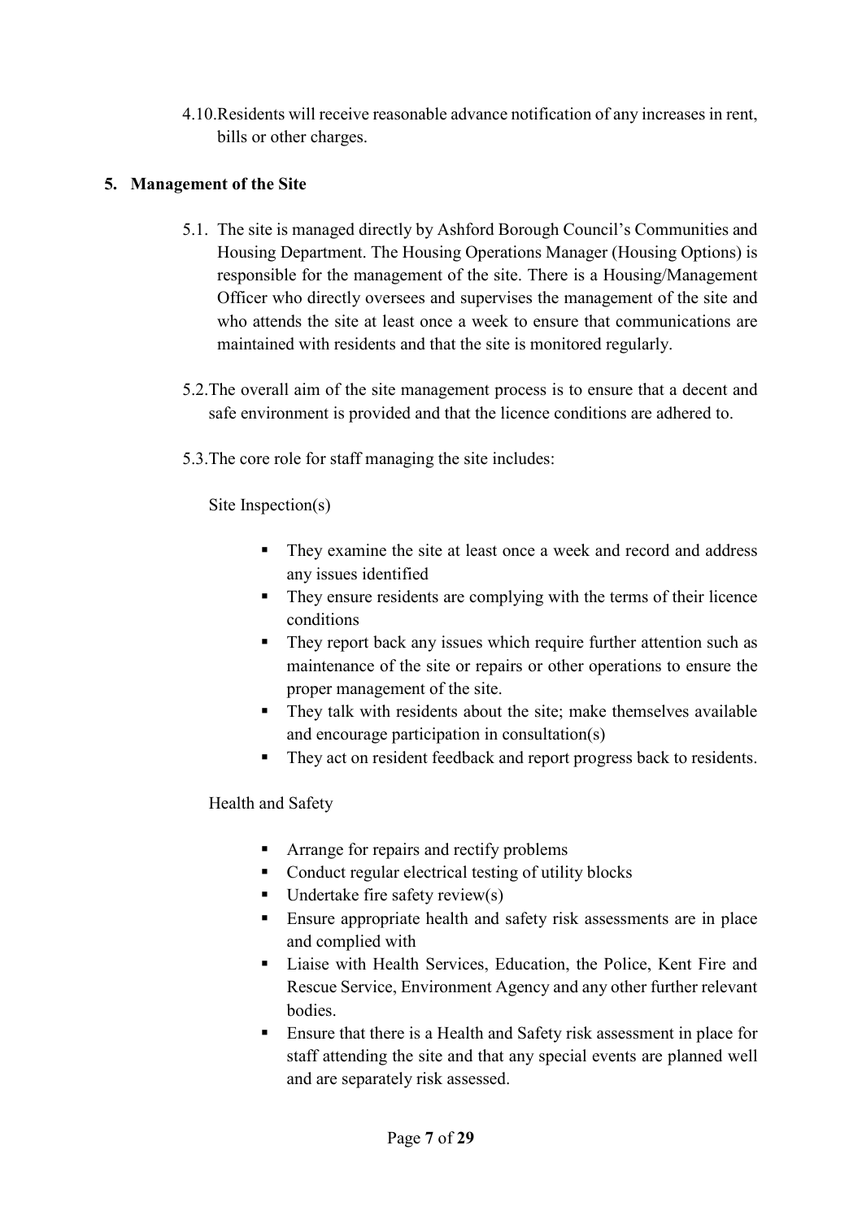4.10. Residents will receive reasonable advance notification of any increases in rent, bills or other charges.

## 5. Management of the Site

5.1. The site is managed directly by Ashford Borough Council's Communities and Housing Department. The Housing Operations Manager (Housing Options) is responsible for the management of the site. There is a Housing/Management Officer who directly oversees and supervises the management of the site and who attends the site at least once a week to ensure that communications are maintained with residents and that the site is monitored regularly.

5.2. The overall aim of the site management process is to ensure that a decent and safe environment is provided and that the licence conditions are adhered to.

5.3. The core role for staff managing the site includes:

Site Inspection(s)

- They examine the site at least once a week and record and address any issues identified
- They ensure residents are complying with the terms of their licence conditions
- They report back any issues which require further attention such as maintenance of the site or repairs or other operations to ensure the proper management of the site.
- They talk with residents about the site; make themselves available and encourage participation in consultation(s)
- They act on resident feedback and report progress back to residents.

Health and Safety

- Arrange for repairs and rectify problems
- Conduct regular electrical testing of utility blocks
- Undertake fire safety review(s)
- Ensure appropriate health and safety risk assessments are in place and complied with
- Liaise with Health Services, Education, the Police, Kent Fire and Rescue Service, Environment Agency and any other further relevant bodies.
- Ensure that there is a Health and Safety risk assessment in place for staff attending the site and that any special events are planned well and are separately risk assessed.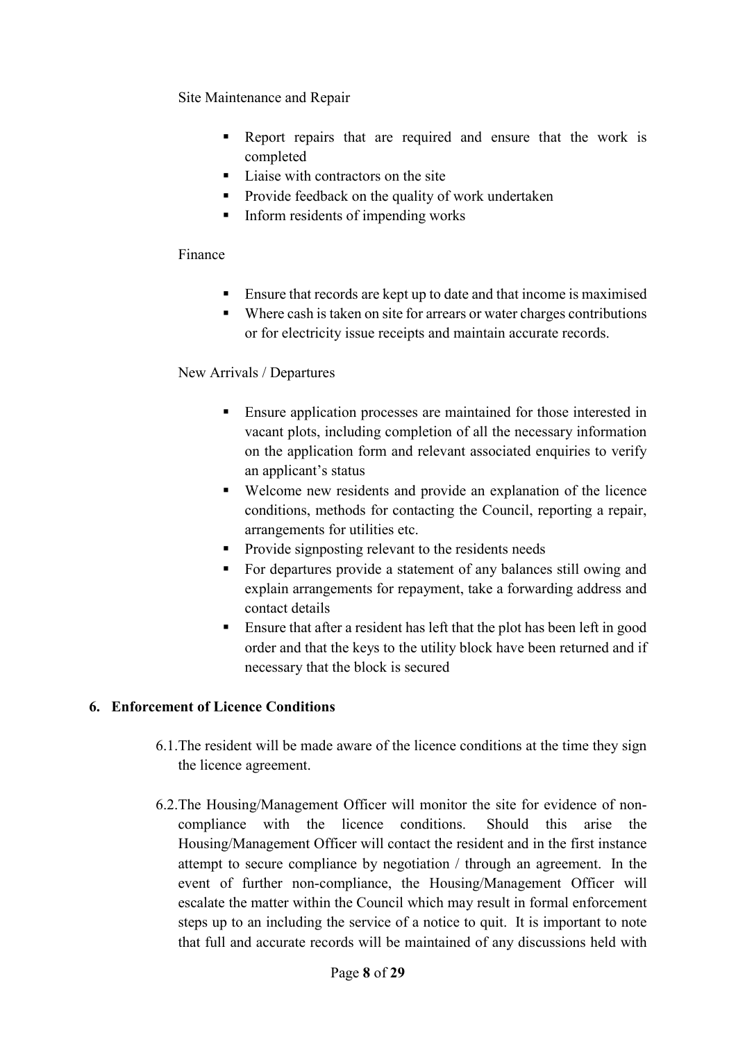Site Maintenance and Repair

- Report repairs that are required and ensure that the work is completed
- Liaise with contractors on the site
- Provide feedback on the quality of work undertaken
- Inform residents of impending works

Finance

- Ensure that records are kept up to date and that income is maximised
- Where cash is taken on site for arrears or water charges contributions or for electricity issue receipts and maintain accurate records.

New Arrivals / Departures

- Ensure application processes are maintained for those interested in vacant plots, including completion of all the necessary information on the application form and relevant associated enquiries to verify an applicant's status
- Welcome new residents and provide an explanation of the licence conditions, methods for contacting the Council, reporting a repair, arrangements for utilities etc.
- Provide signposting relevant to the residents needs
- For departures provide a statement of any balances still owing and explain arrangements for repayment, take a forwarding address and contact details
- Ensure that after a resident has left that the plot has been left in good order and that the keys to the utility block have been returned and if necessary that the block is secured

## 6. Enforcement of Licence Conditions

6.1. The resident will be made aware of the licence conditions at the time they sign the licence agreement.

6.2. The Housing/Management Officer will monitor the site for evidence of non-compliance with the licence conditions. Should this arise the Housing/Management Officer will contact the resident and in the first instance attempt to secure compliance by negotiation / through an agreement. In the event of further non-compliance, the Housing/Management Officer will escalate the matter within the Council which may result in formal enforcement steps up to an including the service of a notice to quit. It is important to note that full and accurate records will be maintained of any discussions held with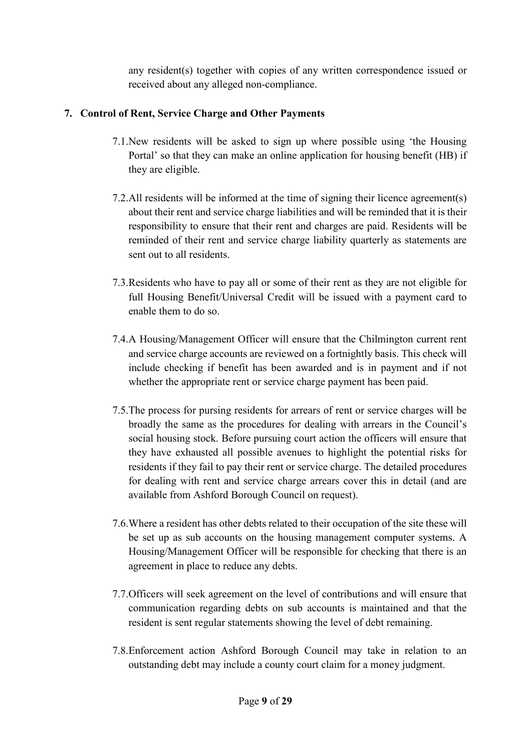any resident(s) together with copies of any written correspondence issued or received about any alleged non-compliance.

## 7. Control of Rent, Service Charge and Other Payments

7.1. New residents will be asked to sign up where possible using 'the Housing Portal' so that they can make an online application for housing benefit (HB) if they are eligible.

7.2. All residents will be informed at the time of signing their licence agreement(s) about their rent and service charge liabilities and will be reminded that it is their responsibility to ensure that their rent and charges are paid. Residents will be reminded of their rent and service charge liability quarterly as statements are sent out to all residents.

7.3. Residents who have to pay all or some of their rent as they are not eligible for full Housing Benefit/Universal Credit will be issued with a payment card to enable them to do so.

7.4. A Housing/Management Officer will ensure that the Chilmington current rent and service charge accounts are reviewed on a fortnightly basis. This check will include checking if benefit has been awarded and is in payment and if not whether the appropriate rent or service charge payment has been paid.

7.5. The process for pursing residents for arrears of rent or service charges will be broadly the same as the procedures for dealing with arrears in the Council's social housing stock. Before pursuing court action the officers will ensure that they have exhausted all possible avenues to highlight the potential risks for residents if they fail to pay their rent or service charge. The detailed procedures for dealing with rent and service charge arrears cover this in detail (and are available from Ashford Borough Council on request).

7.6. Where a resident has other debts related to their occupation of the site these will be set up as sub accounts on the housing management computer systems. A Housing/Management Officer will be responsible for checking that there is an agreement in place to reduce any debts.

7.7. Officers will seek agreement on the level of contributions and will ensure that communication regarding debts on sub accounts is maintained and that the resident is sent regular statements showing the level of debt remaining.

7.8. Enforcement action Ashford Borough Council may take in relation to an outstanding debt may include a county court claim for a money judgment.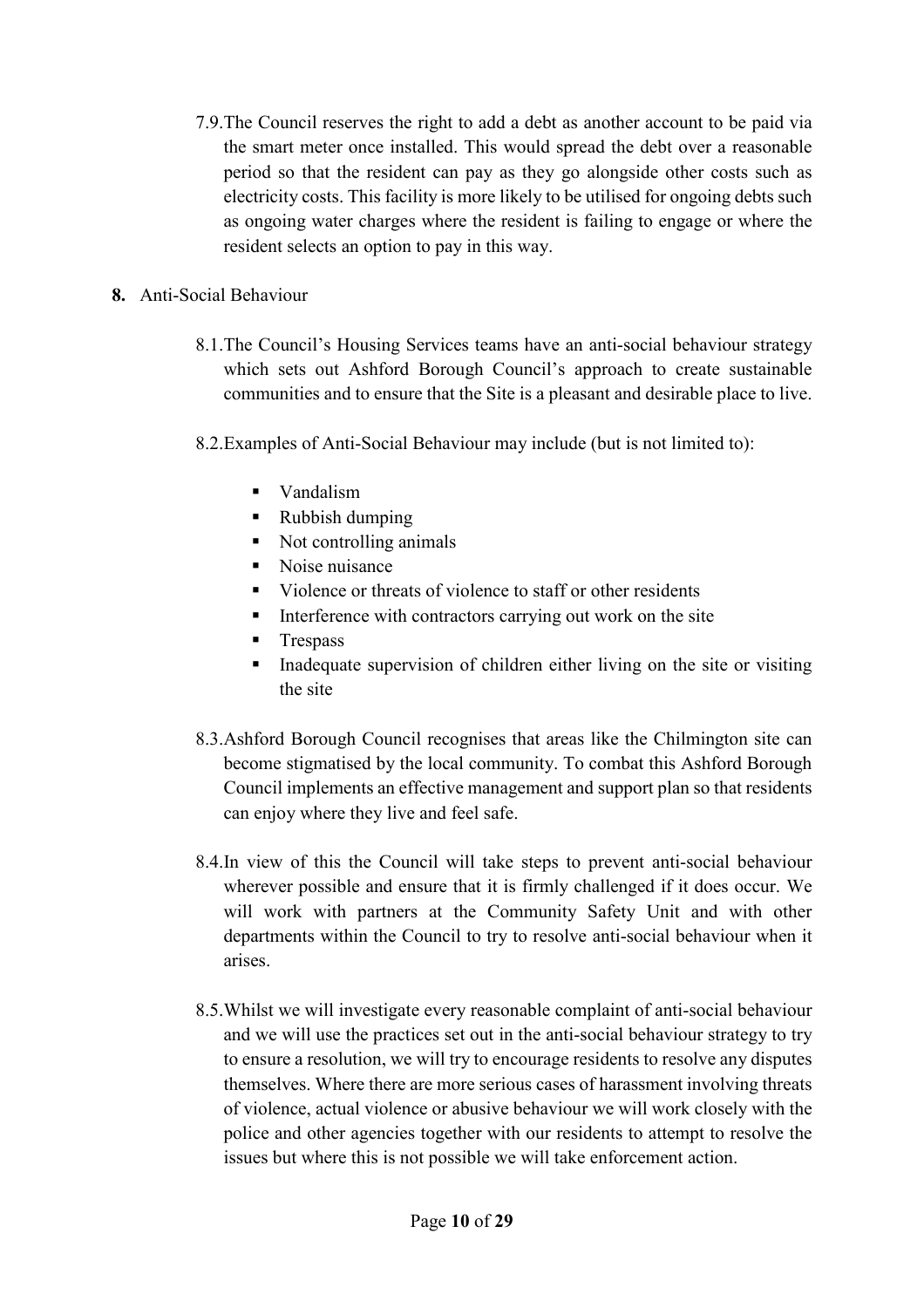7.9. The Council reserves the right to add a debt as another account to be paid via the smart meter once installed. This would spread the debt over a reasonable period so that the resident can pay as they go alongside other costs such as electricity costs. This facility is more likely to be utilised for ongoing debts such as ongoing water charges where the resident is failing to engage or where the resident selects an option to pay in this way.

## 8. Anti-Social Behaviour

8.1. The Council's Housing Services teams have an anti-social behaviour strategy which sets out Ashford Borough Council's approach to create sustainable communities and to ensure that the Site is a pleasant and desirable place to live.

8.2. Examples of Anti-Social Behaviour may include (but is not limited to):

- Vandalism
- Rubbish dumping
- Not controlling animals
- Noise nuisance
- Violence or threats of violence to staff or other residents
- Interference with contractors carrying out work on the site
- Trespass
- Inadequate supervision of children either living on the site or visiting the site

8.3. Ashford Borough Council recognises that areas like the Chilmington site can become stigmatised by the local community. To combat this Ashford Borough Council implements an effective management and support plan so that residents can enjoy where they live and feel safe.

8.4. In view of this the Council will take steps to prevent anti-social behaviour wherever possible and ensure that it is firmly challenged if it does occur. We will work with partners at the Community Safety Unit and with other departments within the Council to try to resolve anti-social behaviour when it arises.

8.5. Whilst we will investigate every reasonable complaint of anti-social behaviour and we will use the practices set out in the anti-social behaviour strategy to try to ensure a resolution, we will try to encourage residents to resolve any disputes themselves. Where there are more serious cases of harassment involving threats of violence, actual violence or abusive behaviour we will work closely with the police and other agencies together with our residents to attempt to resolve the issues but where this is not possible we will take enforcement action.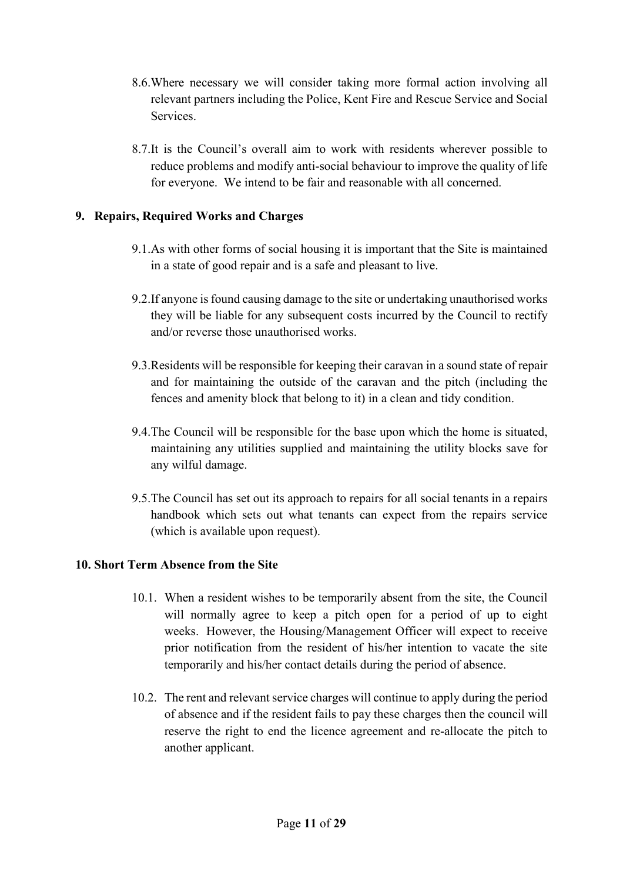8.6. Where necessary we will consider taking more formal action involving all relevant partners including the Police, Kent Fire and Rescue Service and Social Services.

8.7. It is the Council's overall aim to work with residents wherever possible to reduce problems and modify anti-social behaviour to improve the quality of life for everyone. We intend to be fair and reasonable with all concerned.

## 9. Repairs, Required Works and Charges

9.1. As with other forms of social housing it is important that the Site is maintained in a state of good repair and is a safe and pleasant to live.

9.2. If anyone is found causing damage to the site or undertaking unauthorised works they will be liable for any subsequent costs incurred by the Council to rectify and/or reverse those unauthorised works.

9.3. Residents will be responsible for keeping their caravan in a sound state of repair and for maintaining the outside of the caravan and the pitch (including the fences and amenity block that belong to it) in a clean and tidy condition.

9.4. The Council will be responsible for the base upon which the home is situated, maintaining any utilities supplied and maintaining the utility blocks save for any wilful damage.

9.5. The Council has set out its approach to repairs for all social tenants in a repairs handbook which sets out what tenants can expect from the repairs service (which is available upon request).

## 10. Short Term Absence from the Site

10.1. When a resident wishes to be temporarily absent from the site, the Council will normally agree to keep a pitch open for a period of up to eight weeks. However, the Housing/Management Officer will expect to receive prior notification from the resident of his/her intention to vacate the site temporarily and his/her contact details during the period of absence.

10.2. The rent and relevant service charges will continue to apply during the period of absence and if the resident fails to pay these charges then the council will reserve the right to end the licence agreement and re-allocate the pitch to another applicant.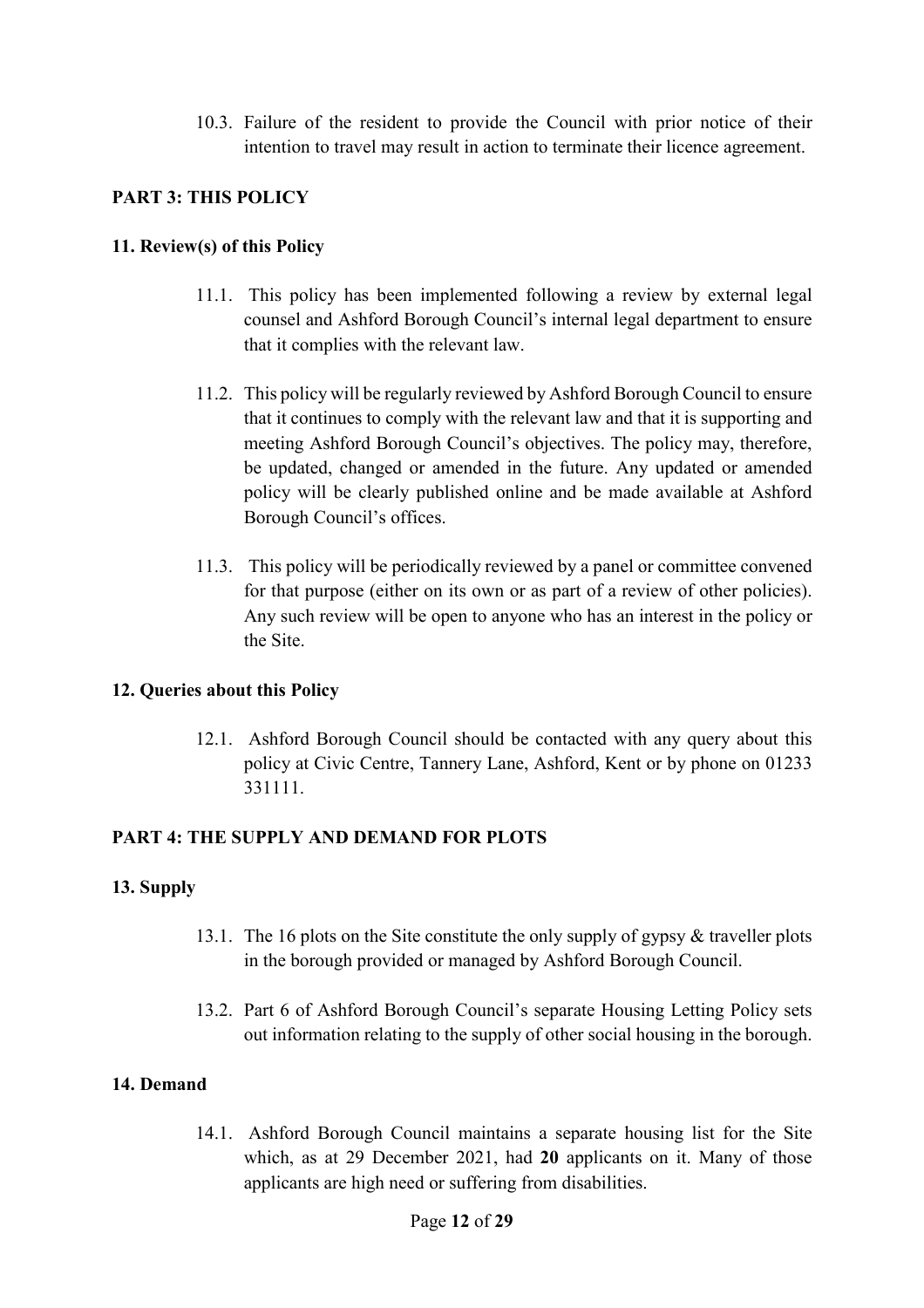10.3. Failure of the resident to provide the Council with prior notice of their intention to travel may result in action to terminate their licence agreement.

## PART 3: THIS POLICY

### 11. Review(s) of this Policy

11.1. This policy has been implemented following a review by external legal counsel and Ashford Borough Council's internal legal department to ensure that it complies with the relevant law.

11.2. This policy will be regularly reviewed by Ashford Borough Council to ensure that it continues to comply with the relevant law and that it is supporting and meeting Ashford Borough Council's objectives. The policy may, therefore, be updated, changed or amended in the future. Any updated or amended policy will be clearly published online and be made available at Ashford Borough Council's offices.

11.3. This policy will be periodically reviewed by a panel or committee convened for that purpose (either on its own or as part of a review of other policies). Any such review will be open to anyone who has an interest in the policy or the Site.

### 12. Queries about this Policy

12.1. Ashford Borough Council should be contacted with any query about this policy at Civic Centre, Tannery Lane, Ashford, Kent or by phone on 01233 331111.

## PART 4: THE SUPPLY AND DEMAND FOR PLOTS

### 13. Supply

13.1. The 16 plots on the Site constitute the only supply of gypsy & traveller plots in the borough provided or managed by Ashford Borough Council.

13.2. Part 6 of Ashford Borough Council's separate Housing Letting Policy sets out information relating to the supply of other social housing in the borough.

### 14. Demand

14.1. Ashford Borough Council maintains a separate housing list for the Site which, as at 29 December 2021, had **20** applicants on it. Many of those applicants are high need or suffering from disabilities.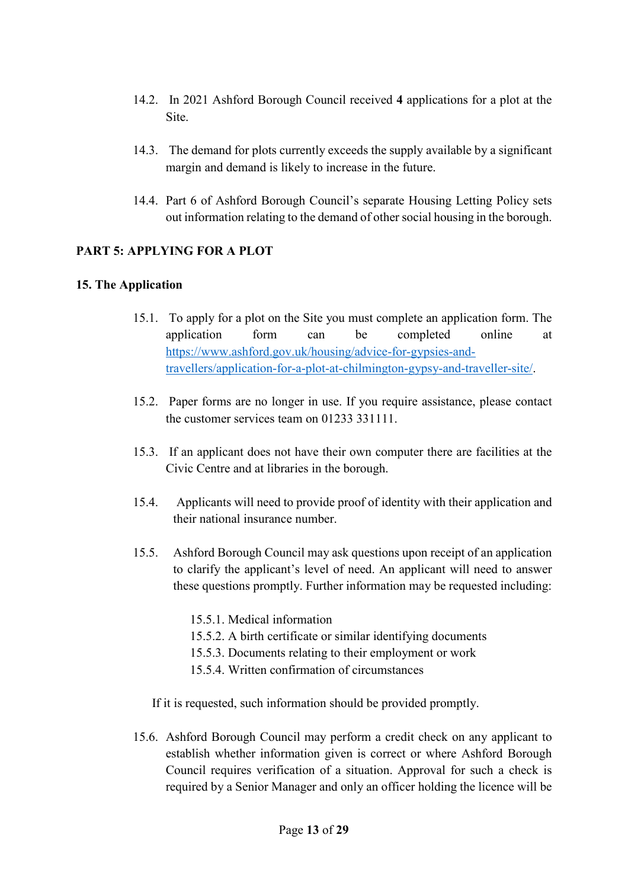14.2. In 2021 Ashford Borough Council received **4** applications for a plot at the Site.

14.3. The demand for plots currently exceeds the supply available by a significant margin and demand is likely to increase in the future.

14.4. Part 6 of Ashford Borough Council's separate Housing Letting Policy sets out information relating to the demand of other social housing in the borough.

## PART 5: APPLYING FOR A PLOT

### 15. The Application

15.1. To apply for a plot on the Site you must complete an application form. The application form can be completed online at [https://www.ashford.gov.uk/housing/advice-for-gypsies-and-travellers/application-for-a-plot-at-chilmington-gypsy-and-traveller-site/](https://www.ashford.gov.uk/housing/advice-for-gypsies-and-travellers/application-for-a-plot-at-chilmington-gypsy-and-traveller-site/).

15.2. Paper forms are no longer in use. If you require assistance, please contact the customer services team on 01233 331111.

15.3. If an applicant does not have their own computer there are facilities at the Civic Centre and at libraries in the borough.

15.4. Applicants will need to provide proof of identity with their application and their national insurance number.

15.5. Ashford Borough Council may ask questions upon receipt of an application to clarify the applicant's level of need. An applicant will need to answer these questions promptly. Further information may be requested including:

- 15.5.1. Medical information
- 15.5.2. A birth certificate or similar identifying documents
- 15.5.3. Documents relating to their employment or work
- 15.5.4. Written confirmation of circumstances

If it is requested, such information should be provided promptly.

15.6. Ashford Borough Council may perform a credit check on any applicant to establish whether information given is correct or where Ashford Borough Council requires verification of a situation. Approval for such a check is required by a Senior Manager and only an officer holding the licence will be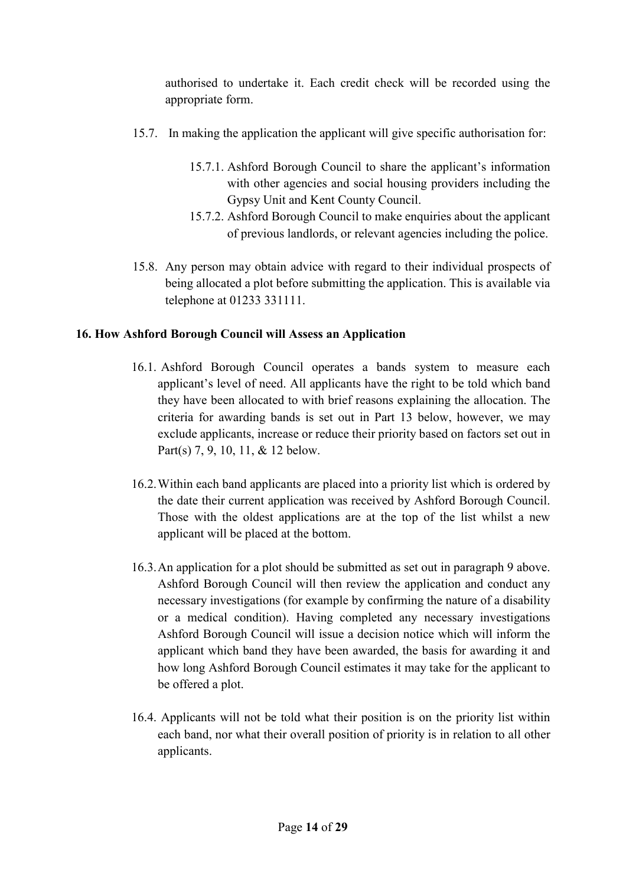authorised to undertake it. Each credit check will be recorded using the appropriate form.

15.7. In making the application the applicant will give specific authorisation for:

15.7.1. Ashford Borough Council to share the applicant's information with other agencies and social housing providers including the Gypsy Unit and Kent County Council.

15.7.2. Ashford Borough Council to make enquiries about the applicant of previous landlords, or relevant agencies including the police.

15.8. Any person may obtain advice with regard to their individual prospects of being allocated a plot before submitting the application. This is available via telephone at 01233 331111.

## 16. How Ashford Borough Council will Assess an Application

16.1. Ashford Borough Council operates a bands system to measure each applicant's level of need. All applicants have the right to be told which band they have been allocated to with brief reasons explaining the allocation. The criteria for awarding bands is set out in Part 13 below, however, we may exclude applicants, increase or reduce their priority based on factors set out in Part(s) 7, 9, 10, 11, & 12 below.

16.2. Within each band applicants are placed into a priority list which is ordered by the date their current application was received by Ashford Borough Council. Those with the oldest applications are at the top of the list whilst a new applicant will be placed at the bottom.

16.3. An application for a plot should be submitted as set out in paragraph 9 above. Ashford Borough Council will then review the application and conduct any necessary investigations (for example by confirming the nature of a disability or a medical condition). Having completed any necessary investigations Ashford Borough Council will issue a decision notice which will inform the applicant which band they have been awarded, the basis for awarding it and how long Ashford Borough Council estimates it may take for the applicant to be offered a plot.

16.4. Applicants will not be told what their position is on the priority list within each band, nor what their overall position of priority is in relation to all other applicants.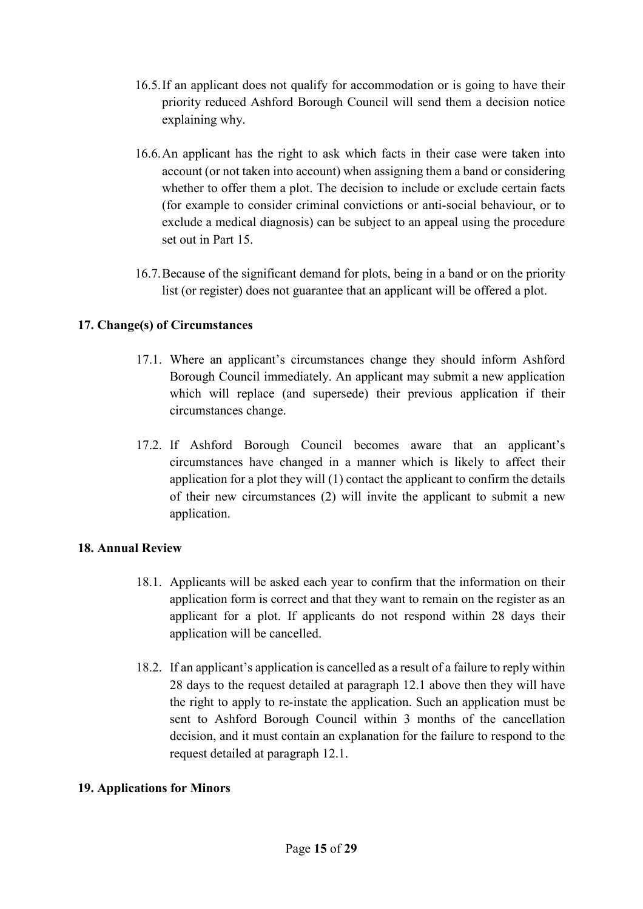16.5. If an applicant does not qualify for accommodation or is going to have their priority reduced Ashford Borough Council will send them a decision notice explaining why.

16.6. An applicant has the right to ask which facts in their case were taken into account (or not taken into account) when assigning them a band or considering whether to offer them a plot. The decision to include or exclude certain facts (for example to consider criminal convictions or anti-social behaviour, or to exclude a medical diagnosis) can be subject to an appeal using the procedure set out in Part 15.

16.7. Because of the significant demand for plots, being in a band or on the priority list (or register) does not guarantee that an applicant will be offered a plot.

## 17. Change(s) of Circumstances

17.1. Where an applicant's circumstances change they should inform Ashford Borough Council immediately. An applicant may submit a new application which will replace (and supersede) their previous application if their circumstances change.

17.2. If Ashford Borough Council becomes aware that an applicant's circumstances have changed in a manner which is likely to affect their application for a plot they will (1) contact the applicant to confirm the details of their new circumstances (2) will invite the applicant to submit a new application.

## 18. Annual Review

18.1. Applicants will be asked each year to confirm that the information on their application form is correct and that they want to remain on the register as an applicant for a plot. If applicants do not respond within 28 days their application will be cancelled.

18.2. If an applicant's application is cancelled as a result of a failure to reply within 28 days to the request detailed at paragraph 12.1 above then they will have the right to apply to re-instate the application. Such an application must be sent to Ashford Borough Council within 3 months of the cancellation decision, and it must contain an explanation for the failure to respond to the request detailed at paragraph 12.1.

## 19. Applications for Minors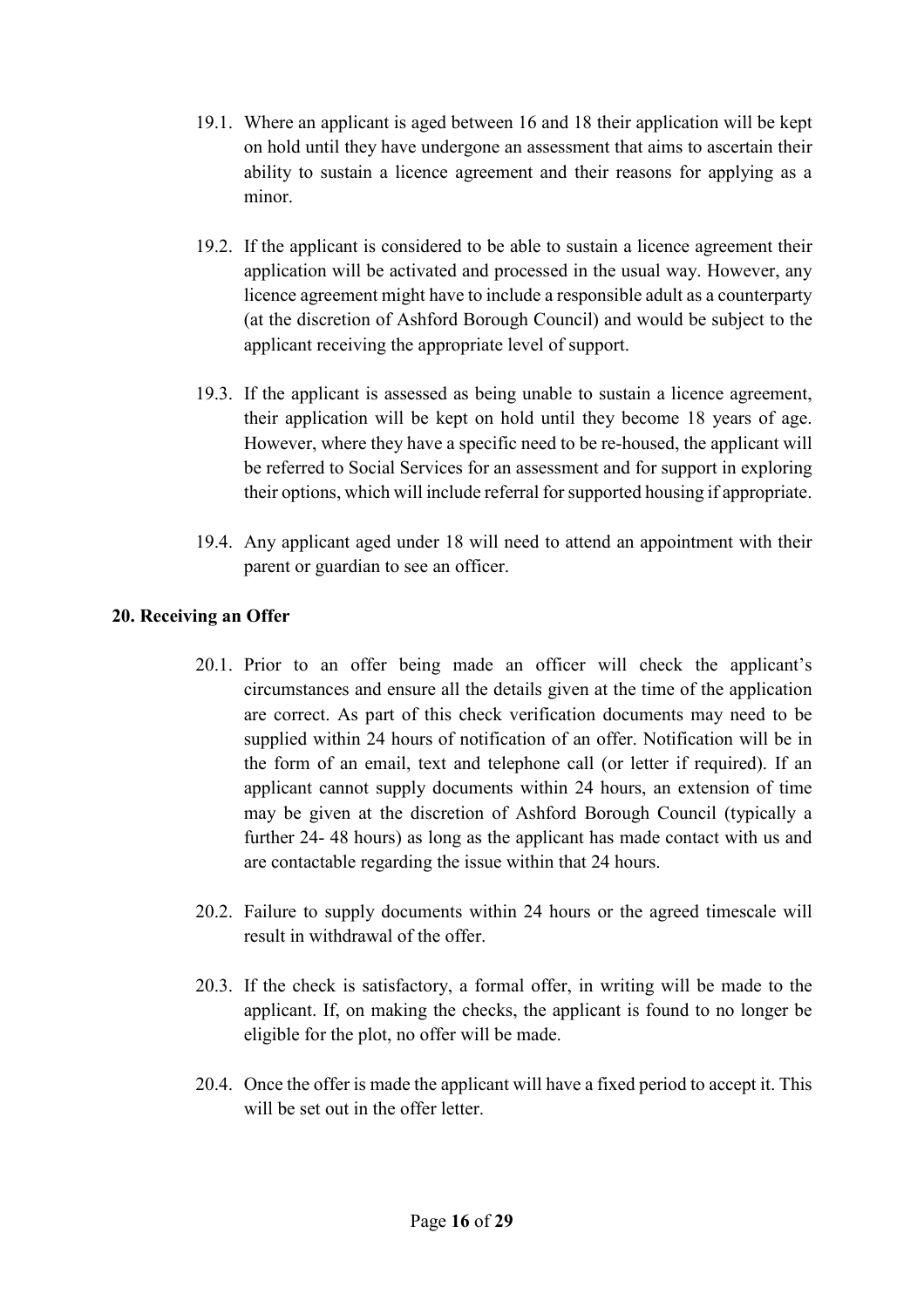19.1. Where an applicant is aged between 16 and 18 their application will be kept on hold until they have undergone an assessment that aims to ascertain their ability to sustain a licence agreement and their reasons for applying as a minor.

19.2. If the applicant is considered to be able to sustain a licence agreement their application will be activated and processed in the usual way. However, any licence agreement might have to include a responsible adult as a counterparty (at the discretion of Ashford Borough Council) and would be subject to the applicant receiving the appropriate level of support.

19.3. If the applicant is assessed as being unable to sustain a licence agreement, their application will be kept on hold until they become 18 years of age. However, where they have a specific need to be re-housed, the applicant will be referred to Social Services for an assessment and for support in exploring their options, which will include referral for supported housing if appropriate.

19.4. Any applicant aged under 18 will need to attend an appointment with their parent or guardian to see an officer.

## 20. Receiving an Offer

20.1. Prior to an offer being made an officer will check the applicant's circumstances and ensure all the details given at the time of the application are correct. As part of this check verification documents may need to be supplied within 24 hours of notification of an offer. Notification will be in the form of an email, text and telephone call (or letter if required). If an applicant cannot supply documents within 24 hours, an extension of time may be given at the discretion of Ashford Borough Council (typically a further 24- 48 hours) as long as the applicant has made contact with us and are contactable regarding the issue within that 24 hours.

20.2. Failure to supply documents within 24 hours or the agreed timescale will result in withdrawal of the offer.

20.3. If the check is satisfactory, a formal offer, in writing will be made to the applicant. If, on making the checks, the applicant is found to no longer be eligible for the plot, no offer will be made.

20.4. Once the offer is made the applicant will have a fixed period to accept it. This will be set out in the offer letter.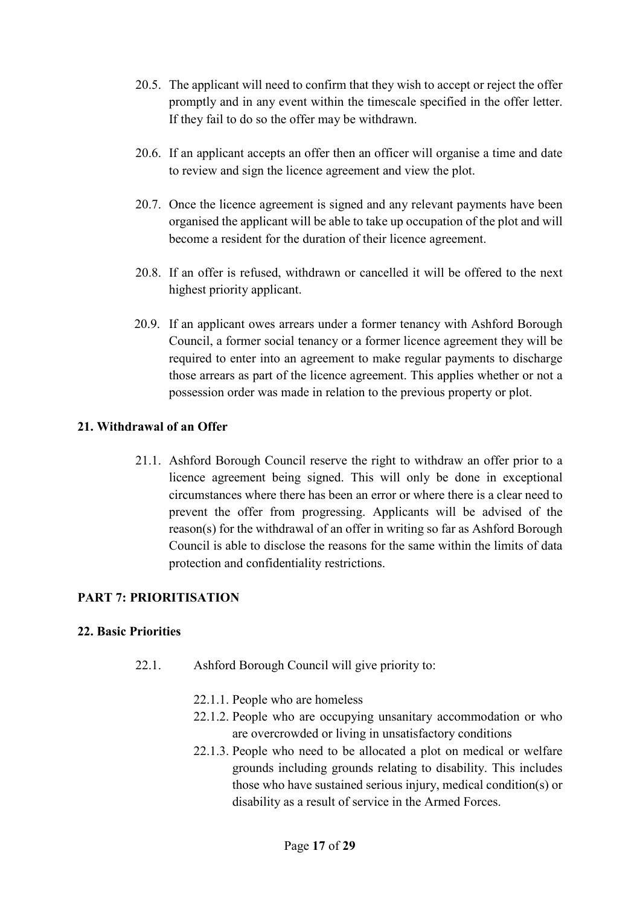20.5. The applicant will need to confirm that they wish to accept or reject the offer promptly and in any event within the timescale specified in the offer letter. If they fail to do so the offer may be withdrawn.

20.6. If an applicant accepts an offer then an officer will organise a time and date to review and sign the licence agreement and view the plot.

20.7. Once the licence agreement is signed and any relevant payments have been organised the applicant will be able to take up occupation of the plot and will become a resident for the duration of their licence agreement.

20.8. If an offer is refused, withdrawn or cancelled it will be offered to the next highest priority applicant.

20.9. If an applicant owes arrears under a former tenancy with Ashford Borough Council, a former social tenancy or a former licence agreement they will be required to enter into an agreement to make regular payments to discharge those arrears as part of the licence agreement. This applies whether or not a possession order was made in relation to the previous property or plot.

### 21. Withdrawal of an Offer

21.1. Ashford Borough Council reserve the right to withdraw an offer prior to a licence agreement being signed. This will only be done in exceptional circumstances where there has been an error or where there is a clear need to prevent the offer from progressing. Applicants will be advised of the reason(s) for the withdrawal of an offer in writing so far as Ashford Borough Council is able to disclose the reasons for the same within the limits of data protection and confidentiality restrictions.

## PART 7: PRIORITISATION

### 22. Basic Priorities

22.1. Ashford Borough Council will give priority to:

- 22.1.1. People who are homeless
- 22.1.2. People who are occupying unsanitary accommodation or who are overcrowded or living in unsatisfactory conditions
- 22.1.3. People who need to be allocated a plot on medical or welfare grounds including grounds relating to disability. This includes those who have sustained serious injury, medical condition(s) or disability as a result of service in the Armed Forces.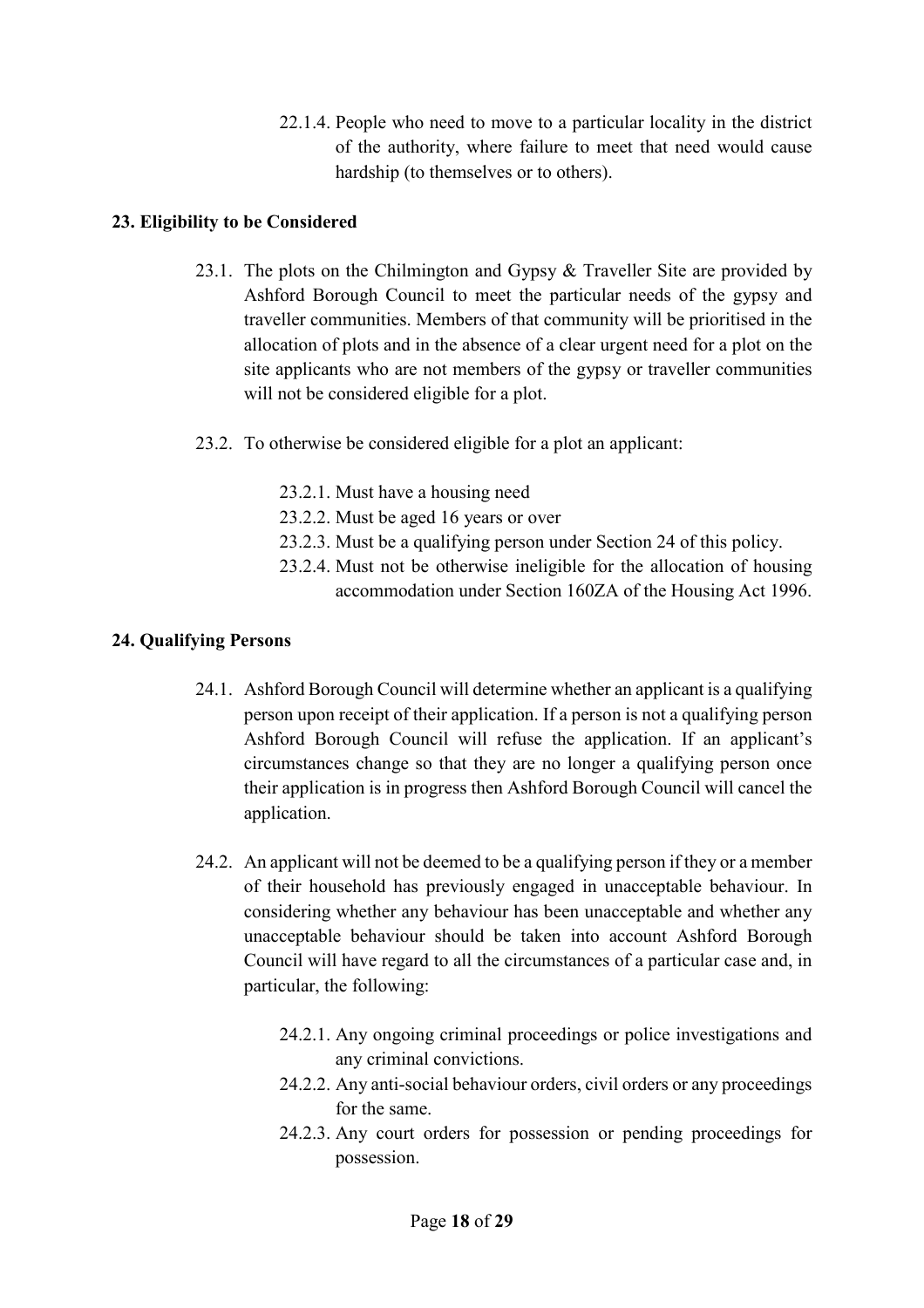22.1.4. People who need to move to a particular locality in the district of the authority, where failure to meet that need would cause hardship (to themselves or to others).

## 23. Eligibility to be Considered

23.1. The plots on the Chilmington and Gypsy & Traveller Site are provided by Ashford Borough Council to meet the particular needs of the gypsy and traveller communities. Members of that community will be prioritised in the allocation of plots and in the absence of a clear urgent need for a plot on the site applicants who are not members of the gypsy or traveller communities will not be considered eligible for a plot.

23.2. To otherwise be considered eligible for a plot an applicant:

- 23.2.1. Must have a housing need
- 23.2.2. Must be aged 16 years or over
- 23.2.3. Must be a qualifying person under Section 24 of this policy.
- 23.2.4. Must not be otherwise ineligible for the allocation of housing accommodation under Section 160ZA of the Housing Act 1996.

## 24. Qualifying Persons

24.1. Ashford Borough Council will determine whether an applicant is a qualifying person upon receipt of their application. If a person is not a qualifying person Ashford Borough Council will refuse the application. If an applicant's circumstances change so that they are no longer a qualifying person once their application is in progress then Ashford Borough Council will cancel the application.

24.2. An applicant will not be deemed to be a qualifying person if they or a member of their household has previously engaged in unacceptable behaviour. In considering whether any behaviour has been unacceptable and whether any unacceptable behaviour should be taken into account Ashford Borough Council will have regard to all the circumstances of a particular case and, in particular, the following:

- 24.2.1. Any ongoing criminal proceedings or police investigations and any criminal convictions.
- 24.2.2. Any anti-social behaviour orders, civil orders or any proceedings for the same.
- 24.2.3. Any court orders for possession or pending proceedings for possession.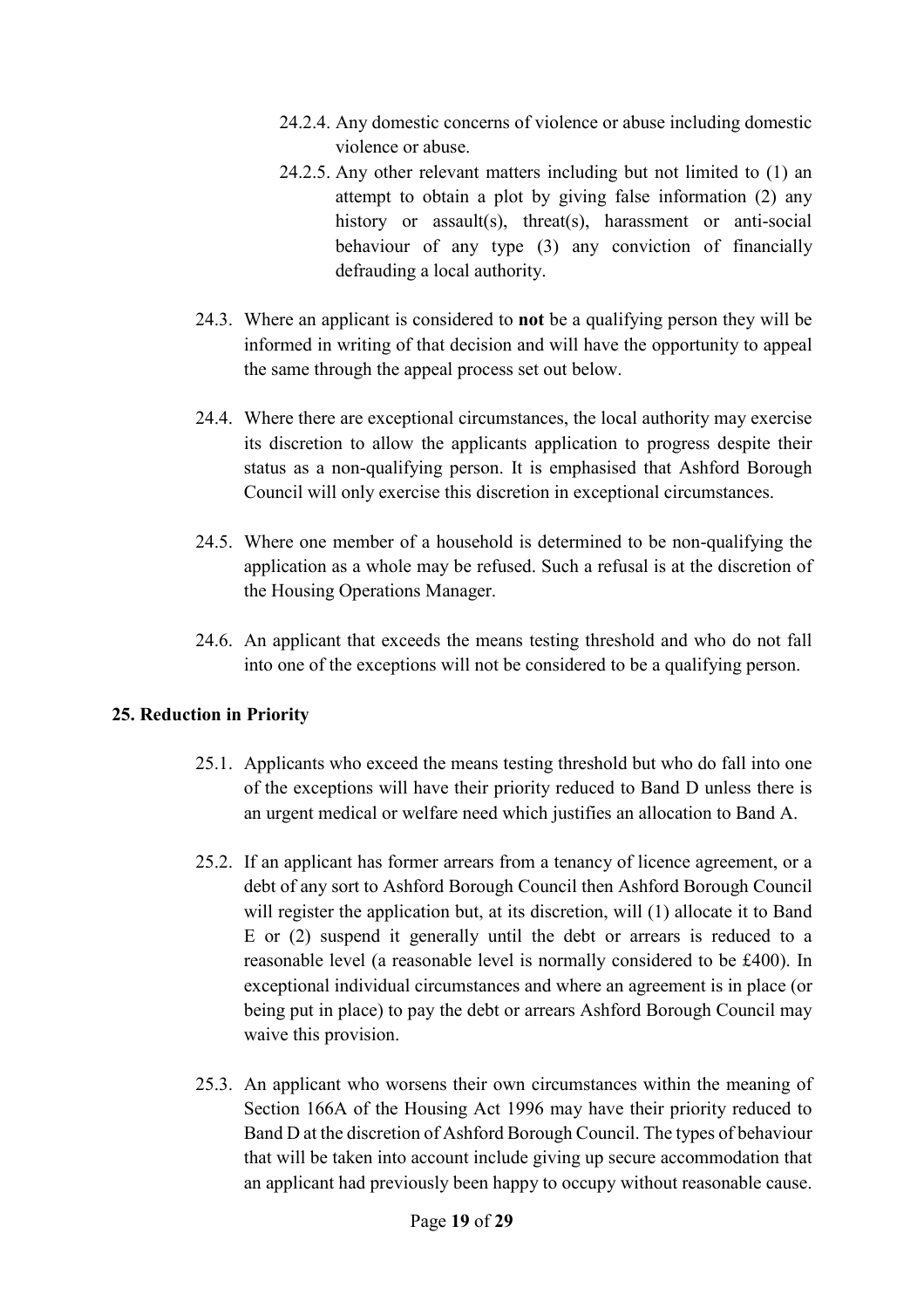24.2.4. Any domestic concerns of violence or abuse including domestic violence or abuse.

24.2.5. Any other relevant matters including but not limited to (1) an attempt to obtain a plot by giving false information (2) any history or assault(s), threat(s), harassment or anti-social behaviour of any type (3) any conviction of financially defrauding a local authority.

24.3. Where an applicant is considered to **not** be a qualifying person they will be informed in writing of that decision and will have the opportunity to appeal the same through the appeal process set out below.

24.4. Where there are exceptional circumstances, the local authority may exercise its discretion to allow the applicants application to progress despite their status as a non-qualifying person. It is emphasised that Ashford Borough Council will only exercise this discretion in exceptional circumstances.

24.5. Where one member of a household is determined to be non-qualifying the application as a whole may be refused. Such a refusal is at the discretion of the Housing Operations Manager.

24.6. An applicant that exceeds the means testing threshold and who do not fall into one of the exceptions will not be considered to be a qualifying person.

**25. Reduction in Priority**

25.1. Applicants who exceed the means testing threshold but who do fall into one of the exceptions will have their priority reduced to Band D unless there is an urgent medical or welfare need which justifies an allocation to Band A.

25.2. If an applicant has former arrears from a tenancy of licence agreement, or a debt of any sort to Ashford Borough Council then Ashford Borough Council will register the application but, at its discretion, will (1) allocate it to Band E or (2) suspend it generally until the debt or arrears is reduced to a reasonable level (a reasonable level is normally considered to be £400). In exceptional individual circumstances and where an agreement is in place (or being put in place) to pay the debt or arrears Ashford Borough Council may waive this provision.

25.3. An applicant who worsens their own circumstances within the meaning of Section 166A of the Housing Act 1996 may have their priority reduced to Band D at the discretion of Ashford Borough Council. The types of behaviour that will be taken into account include giving up secure accommodation that an applicant had previously been happy to occupy without reasonable cause.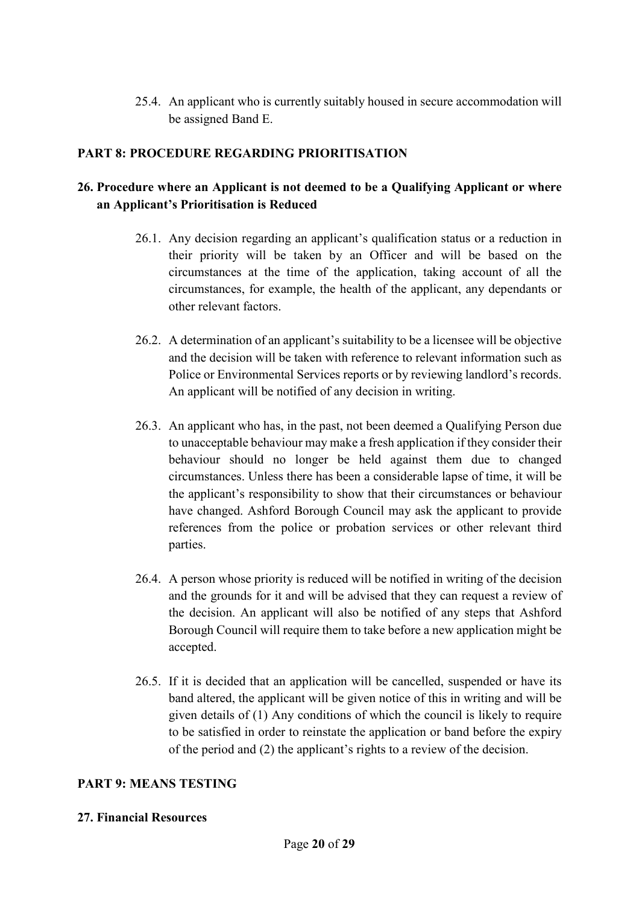25.4. An applicant who is currently suitably housed in secure accommodation will be assigned Band E.

## PART 8: PROCEDURE REGARDING PRIORITISATION

### 26. Procedure where an Applicant is not deemed to be a Qualifying Applicant or where an Applicant's Prioritisation is Reduced

26.1. Any decision regarding an applicant's qualification status or a reduction in their priority will be taken by an Officer and will be based on the circumstances at the time of the application, taking account of all the circumstances, for example, the health of the applicant, any dependants or other relevant factors.

26.2. A determination of an applicant's suitability to be a licensee will be objective and the decision will be taken with reference to relevant information such as Police or Environmental Services reports or by reviewing landlord's records. An applicant will be notified of any decision in writing.

26.3. An applicant who has, in the past, not been deemed a Qualifying Person due to unacceptable behaviour may make a fresh application if they consider their behaviour should no longer be held against them due to changed circumstances. Unless there has been a considerable lapse of time, it will be the applicant's responsibility to show that their circumstances or behaviour have changed. Ashford Borough Council may ask the applicant to provide references from the police or probation services or other relevant third parties.

26.4. A person whose priority is reduced will be notified in writing of the decision and the grounds for it and will be advised that they can request a review of the decision. An applicant will also be notified of any steps that Ashford Borough Council will require them to take before a new application might be accepted.

26.5. If it is decided that an application will be cancelled, suspended or have its band altered, the applicant will be given notice of this in writing and will be given details of (1) Any conditions of which the council is likely to require to be satisfied in order to reinstate the application or band before the expiry of the period and (2) the applicant's rights to a review of the decision.

## PART 9: MEANS TESTING

### 27. Financial Resources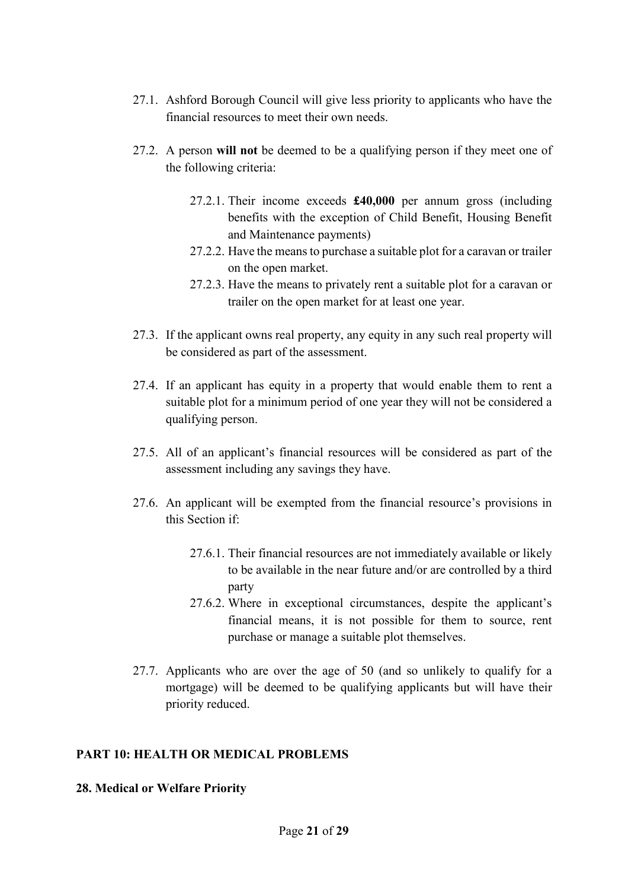27.1. Ashford Borough Council will give less priority to applicants who have the financial resources to meet their own needs.

27.2. A person **will not** be deemed to be a qualifying person if they meet one of the following criteria:

- 27.2.1. Their income exceeds **£40,000** per annum gross (including benefits with the exception of Child Benefit, Housing Benefit and Maintenance payments)
- 27.2.2. Have the means to purchase a suitable plot for a caravan or trailer on the open market.
- 27.2.3. Have the means to privately rent a suitable plot for a caravan or trailer on the open market for at least one year.

27.3. If the applicant owns real property, any equity in any such real property will be considered as part of the assessment.

27.4. If an applicant has equity in a property that would enable them to rent a suitable plot for a minimum period of one year they will not be considered a qualifying person.

27.5. All of an applicant's financial resources will be considered as part of the assessment including any savings they have.

27.6. An applicant will be exempted from the financial resource's provisions in this Section if:

- 27.6.1. Their financial resources are not immediately available or likely to be available in the near future and/or are controlled by a third party
- 27.6.2. Where in exceptional circumstances, despite the applicant's financial means, it is not possible for them to source, rent purchase or manage a suitable plot themselves.

27.7. Applicants who are over the age of 50 (and so unlikely to qualify for a mortgage) will be deemed to be qualifying applicants but will have their priority reduced.

## PART 10: HEALTH OR MEDICAL PROBLEMS

### 28. Medical or Welfare Priority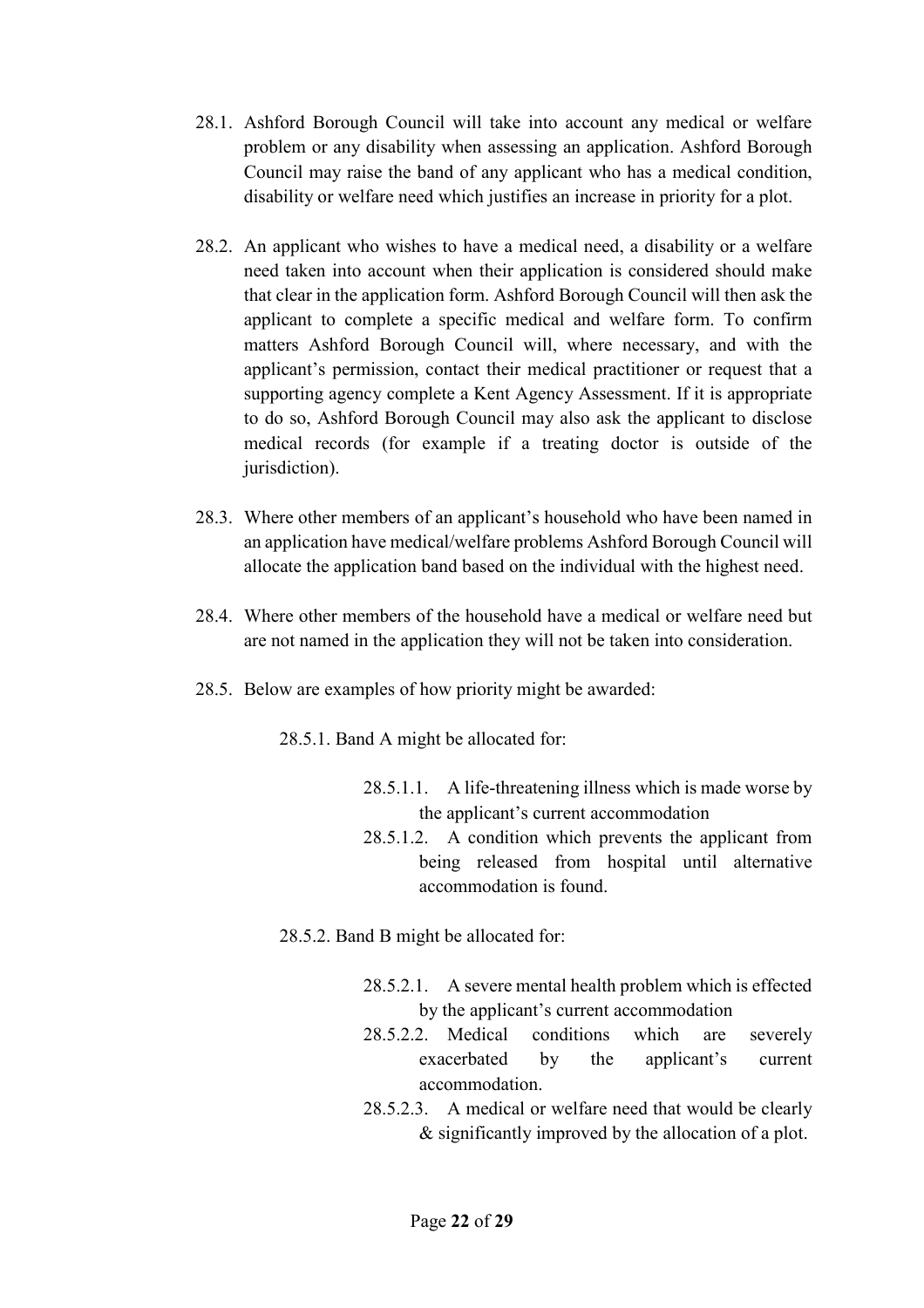28.1. Ashford Borough Council will take into account any medical or welfare problem or any disability when assessing an application. Ashford Borough Council may raise the band of any applicant who has a medical condition, disability or welfare need which justifies an increase in priority for a plot.

28.2. An applicant who wishes to have a medical need, a disability or a welfare need taken into account when their application is considered should make that clear in the application form. Ashford Borough Council will then ask the applicant to complete a specific medical and welfare form. To confirm matters Ashford Borough Council will, where necessary, and with the applicant's permission, contact their medical practitioner or request that a supporting agency complete a Kent Agency Assessment. If it is appropriate to do so, Ashford Borough Council may also ask the applicant to disclose medical records (for example if a treating doctor is outside of the jurisdiction).

28.3. Where other members of an applicant's household who have been named in an application have medical/welfare problems Ashford Borough Council will allocate the application band based on the individual with the highest need.

28.4. Where other members of the household have a medical or welfare need but are not named in the application they will not be taken into consideration.

28.5. Below are examples of how priority might be awarded:

- 28.5.1. Band A might be allocated for:
  - 28.5.1.1. A life-threatening illness which is made worse by the applicant's current accommodation
  - 28.5.1.2. A condition which prevents the applicant from being released from hospital until alternative accommodation is found.
- 28.5.2. Band B might be allocated for:
  - 28.5.2.1. A severe mental health problem which is effected by the applicant's current accommodation
  - 28.5.2.2. Medical conditions which are severely exacerbated by the applicant's current accommodation.
  - 28.5.2.3. A medical or welfare need that would be clearly & significantly improved by the allocation of a plot.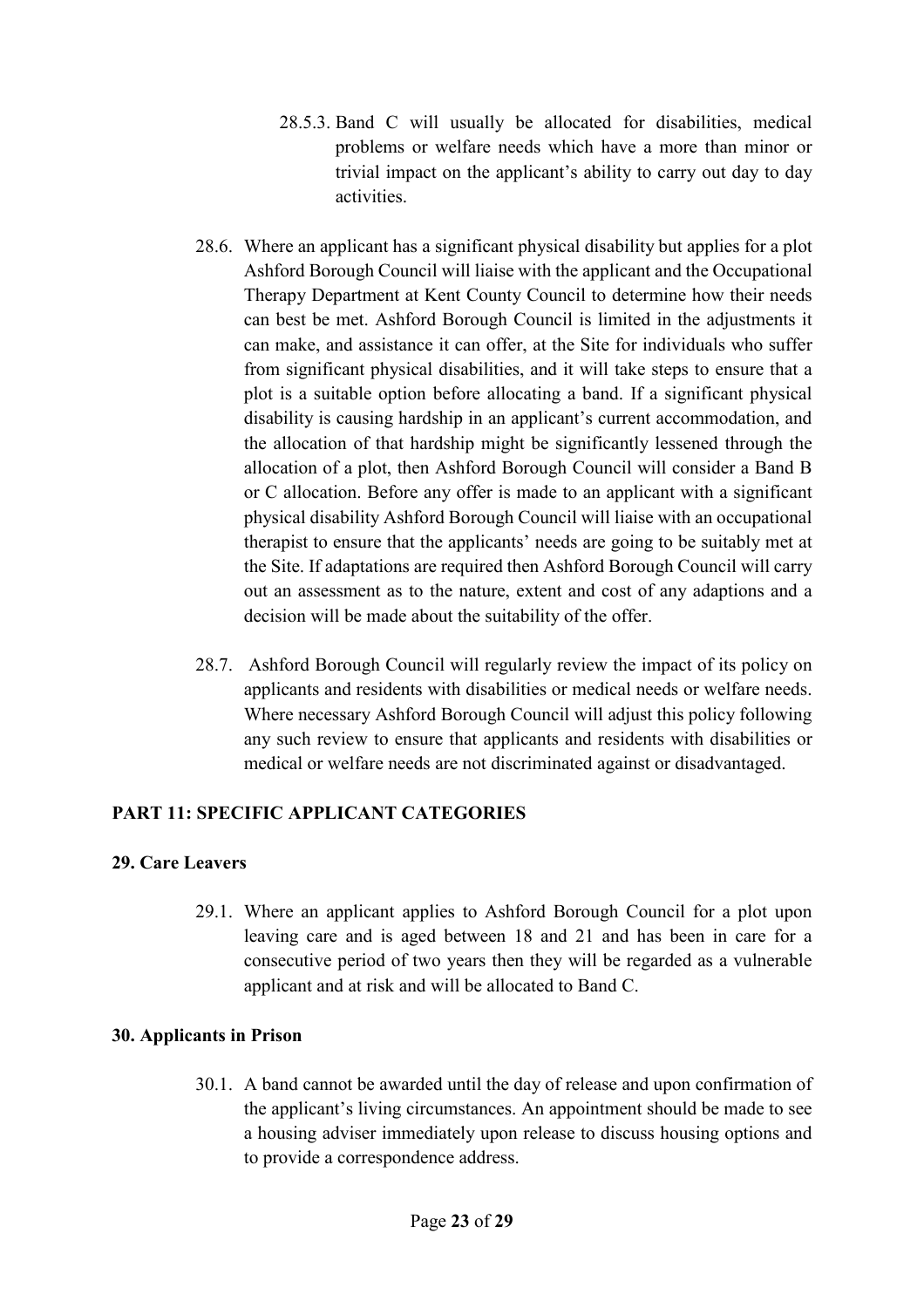28.5.3. Band C will usually be allocated for disabilities, medical problems or welfare needs which have a more than minor or trivial impact on the applicant's ability to carry out day to day activities.

28.6. Where an applicant has a significant physical disability but applies for a plot Ashford Borough Council will liaise with the applicant and the Occupational Therapy Department at Kent County Council to determine how their needs can best be met. Ashford Borough Council is limited in the adjustments it can make, and assistance it can offer, at the Site for individuals who suffer from significant physical disabilities, and it will take steps to ensure that a plot is a suitable option before allocating a band. If a significant physical disability is causing hardship in an applicant's current accommodation, and the allocation of that hardship might be significantly lessened through the allocation of a plot, then Ashford Borough Council will consider a Band B or C allocation. Before any offer is made to an applicant with a significant physical disability Ashford Borough Council will liaise with an occupational therapist to ensure that the applicants' needs are going to be suitably met at the Site. If adaptations are required then Ashford Borough Council will carry out an assessment as to the nature, extent and cost of any adaptions and a decision will be made about the suitability of the offer.

28.7. Ashford Borough Council will regularly review the impact of its policy on applicants and residents with disabilities or medical needs or welfare needs. Where necessary Ashford Borough Council will adjust this policy following any such review to ensure that applicants and residents with disabilities or medical or welfare needs are not discriminated against or disadvantaged.

## PART 11: SPECIFIC APPLICANT CATEGORIES

### 29. Care Leavers

29.1. Where an applicant applies to Ashford Borough Council for a plot upon leaving care and is aged between 18 and 21 and has been in care for a consecutive period of two years then they will be regarded as a vulnerable applicant and at risk and will be allocated to Band C.

### 30. Applicants in Prison

30.1. A band cannot be awarded until the day of release and upon confirmation of the applicant's living circumstances. An appointment should be made to see a housing adviser immediately upon release to discuss housing options and to provide a correspondence address.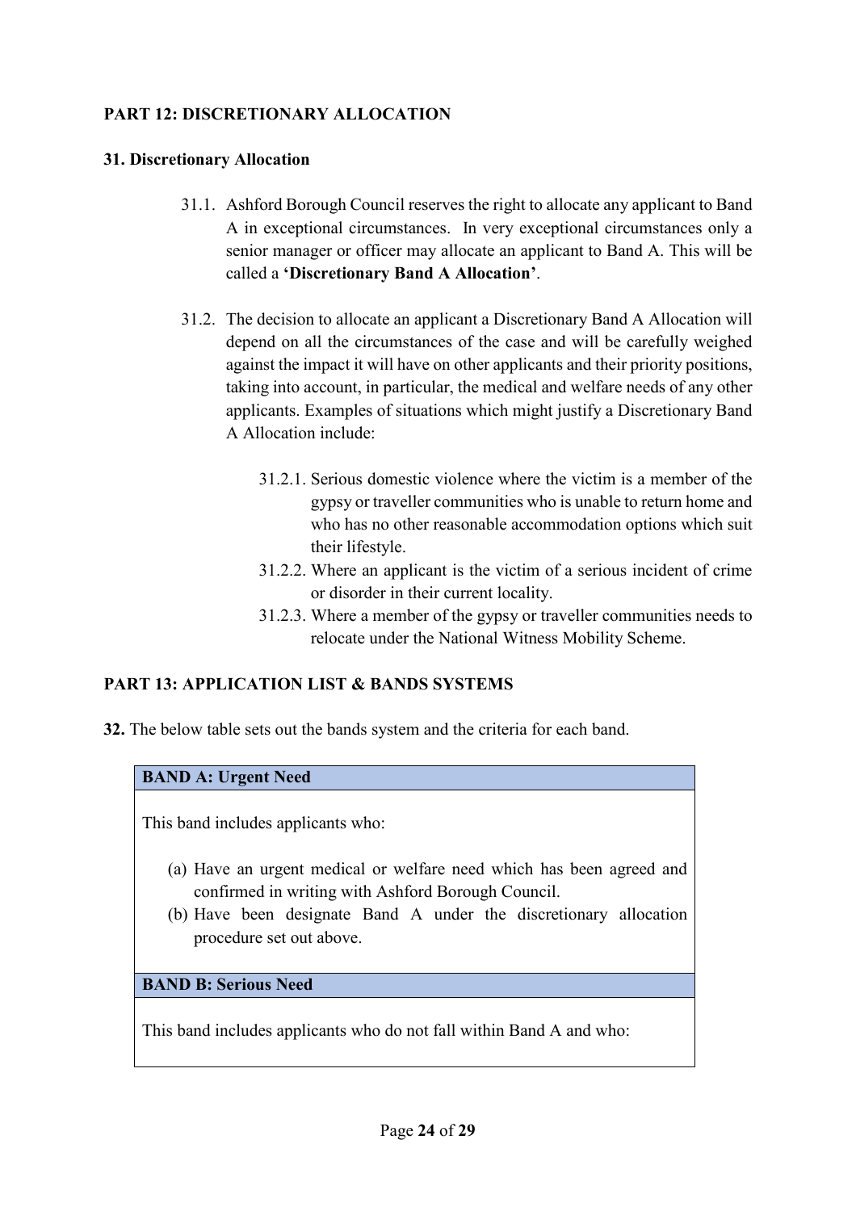## PART 12: DISCRETIONARY ALLOCATION

### 31. Discretionary Allocation

31.1. Ashford Borough Council reserves the right to allocate any applicant to Band A in exceptional circumstances. In very exceptional circumstances only a senior manager or officer may allocate an applicant to Band A. This will be called a **'Discretionary Band A Allocation'**.

31.2. The decision to allocate an applicant a Discretionary Band A Allocation will depend on all the circumstances of the case and will be carefully weighed against the impact it will have on other applicants and their priority positions, taking into account, in particular, the medical and welfare needs of any other applicants. Examples of situations which might justify a Discretionary Band A Allocation include:

- 31.2.1. Serious domestic violence where the victim is a member of the gypsy or traveller communities who is unable to return home and who has no other reasonable accommodation options which suit their lifestyle.
- 31.2.2. Where an applicant is the victim of a serious incident of crime or disorder in their current locality.
- 31.2.3. Where a member of the gypsy or traveller communities needs to relocate under the National Witness Mobility Scheme.

## PART 13: APPLICATION LIST & BANDS SYSTEMS

**32.** The below table sets out the bands system and the criteria for each band.

| **BAND A: Urgent Need** |
|---|
| This band includes applicants who:<br><br>(a) Have an urgent medical or welfare need which has been agreed and confirmed in writing with Ashford Borough Council.<br>(b) Have been designate Band A under the discretionary allocation procedure set out above. |
| **BAND B: Serious Need** |
| This band includes applicants who do not fall within Band A and who: |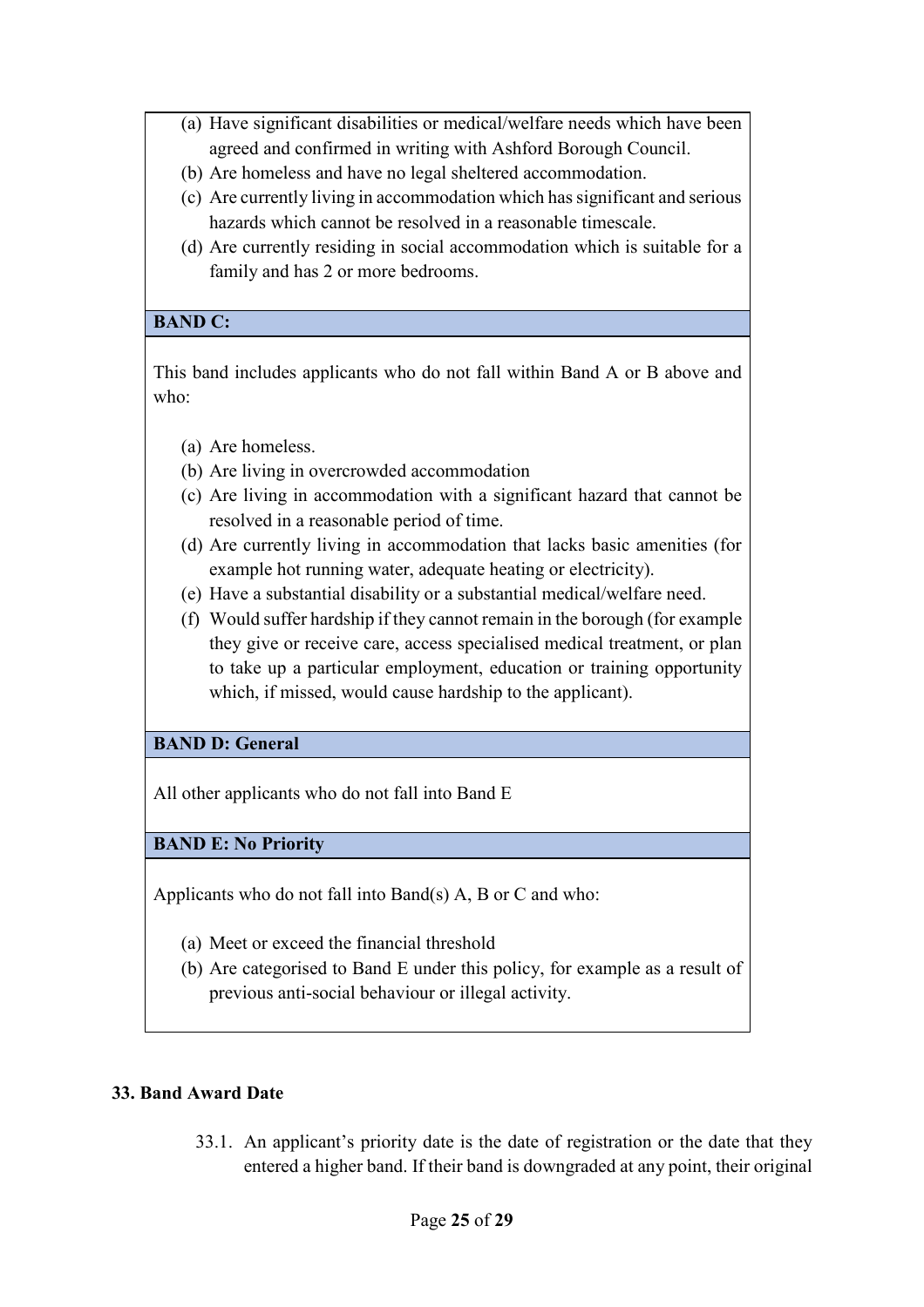(a) Have significant disabilities or medical/welfare needs which have been agreed and confirmed in writing with Ashford Borough Council.
(b) Are homeless and have no legal sheltered accommodation.
(c) Are currently living in accommodation which has significant and serious hazards which cannot be resolved in a reasonable timescale.
(d) Are currently residing in social accommodation which is suitable for a family and has 2 or more bedrooms.

**BAND C:**

This band includes applicants who do not fall within Band A or B above and who:

(a) Are homeless.
(b) Are living in overcrowded accommodation
(c) Are living in accommodation with a significant hazard that cannot be resolved in a reasonable period of time.
(d) Are currently living in accommodation that lacks basic amenities (for example hot running water, adequate heating or electricity).
(e) Have a substantial disability or a substantial medical/welfare need.
(f) Would suffer hardship if they cannot remain in the borough (for example they give or receive care, access specialised medical treatment, or plan to take up a particular employment, education or training opportunity which, if missed, would cause hardship to the applicant).

**BAND D: General**

All other applicants who do not fall into Band E

**BAND E: No Priority**

Applicants who do not fall into Band(s) A, B or C and who:

(a) Meet or exceed the financial threshold
(b) Are categorised to Band E under this policy, for example as a result of previous anti-social behaviour or illegal activity.

## 33. Band Award Date

33.1. An applicant's priority date is the date of registration or the date that they entered a higher band. If their band is downgraded at any point, their original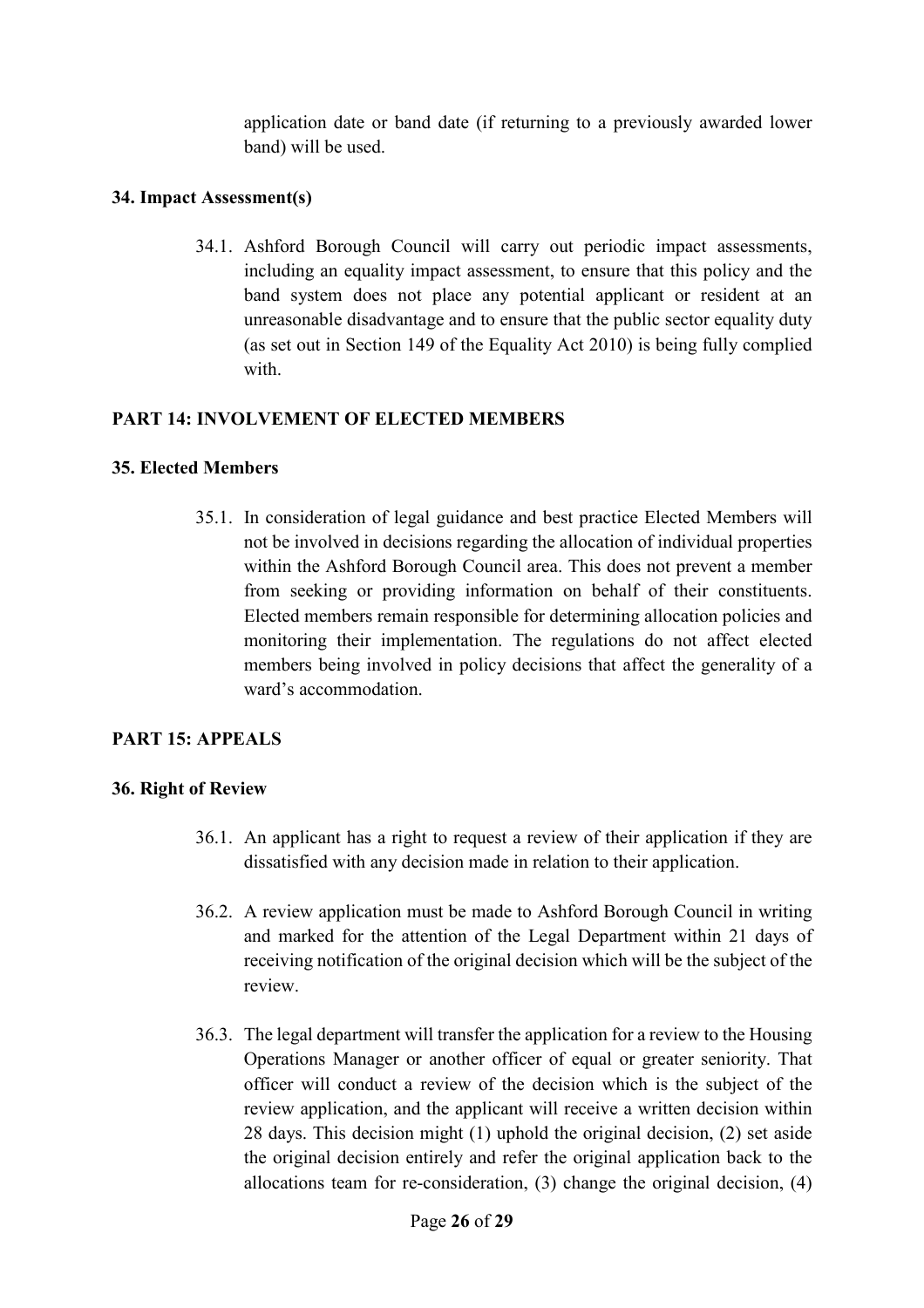application date or band date (if returning to a previously awarded lower band) will be used.

### 34. Impact Assessment(s)

34.1. Ashford Borough Council will carry out periodic impact assessments, including an equality impact assessment, to ensure that this policy and the band system does not place any potential applicant or resident at an unreasonable disadvantage and to ensure that the public sector equality duty (as set out in Section 149 of the Equality Act 2010) is being fully complied with.

## PART 14: INVOLVEMENT OF ELECTED MEMBERS

### 35. Elected Members

35.1. In consideration of legal guidance and best practice Elected Members will not be involved in decisions regarding the allocation of individual properties within the Ashford Borough Council area. This does not prevent a member from seeking or providing information on behalf of their constituents. Elected members remain responsible for determining allocation policies and monitoring their implementation. The regulations do not affect elected members being involved in policy decisions that affect the generality of a ward's accommodation.

## PART 15: APPEALS

### 36. Right of Review

36.1. An applicant has a right to request a review of their application if they are dissatisfied with any decision made in relation to their application.

36.2. A review application must be made to Ashford Borough Council in writing and marked for the attention of the Legal Department within 21 days of receiving notification of the original decision which will be the subject of the review.

36.3. The legal department will transfer the application for a review to the Housing Operations Manager or another officer of equal or greater seniority. That officer will conduct a review of the decision which is the subject of the review application, and the applicant will receive a written decision within 28 days. This decision might (1) uphold the original decision, (2) set aside the original decision entirely and refer the original application back to the allocations team for re-consideration, (3) change the original decision, (4)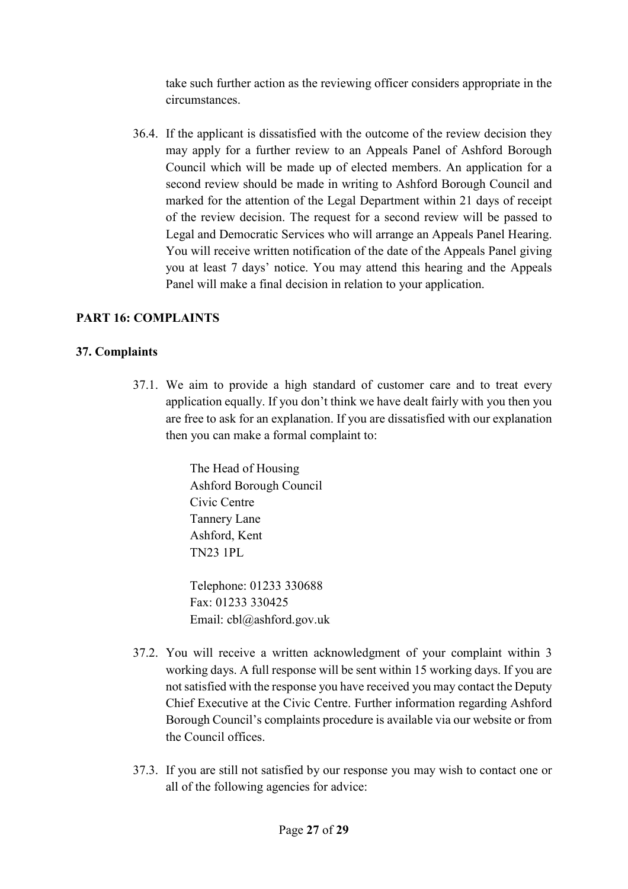take such further action as the reviewing officer considers appropriate in the circumstances.

36.4. If the applicant is dissatisfied with the outcome of the review decision they may apply for a further review to an Appeals Panel of Ashford Borough Council which will be made up of elected members. An application for a second review should be made in writing to Ashford Borough Council and marked for the attention of the Legal Department within 21 days of receipt of the review decision. The request for a second review will be passed to Legal and Democratic Services who will arrange an Appeals Panel Hearing. You will receive written notification of the date of the Appeals Panel giving you at least 7 days' notice. You may attend this hearing and the Appeals Panel will make a final decision in relation to your application.

## PART 16: COMPLAINTS

### 37. Complaints

37.1. We aim to provide a high standard of customer care and to treat every application equally. If you don't think we have dealt fairly with you then you are free to ask for an explanation. If you are dissatisfied with our explanation then you can make a formal complaint to:

The Head of Housing
Ashford Borough Council
Civic Centre
Tannery Lane
Ashford, Kent
TN23 1PL

Telephone: 01233 330688
Fax: 01233 330425
Email: cbl@ashford.gov.uk

37.2. You will receive a written acknowledgment of your complaint within 3 working days. A full response will be sent within 15 working days. If you are not satisfied with the response you have received you may contact the Deputy Chief Executive at the Civic Centre. Further information regarding Ashford Borough Council's complaints procedure is available via our website or from the Council offices.

37.3. If you are still not satisfied by our response you may wish to contact one or all of the following agencies for advice: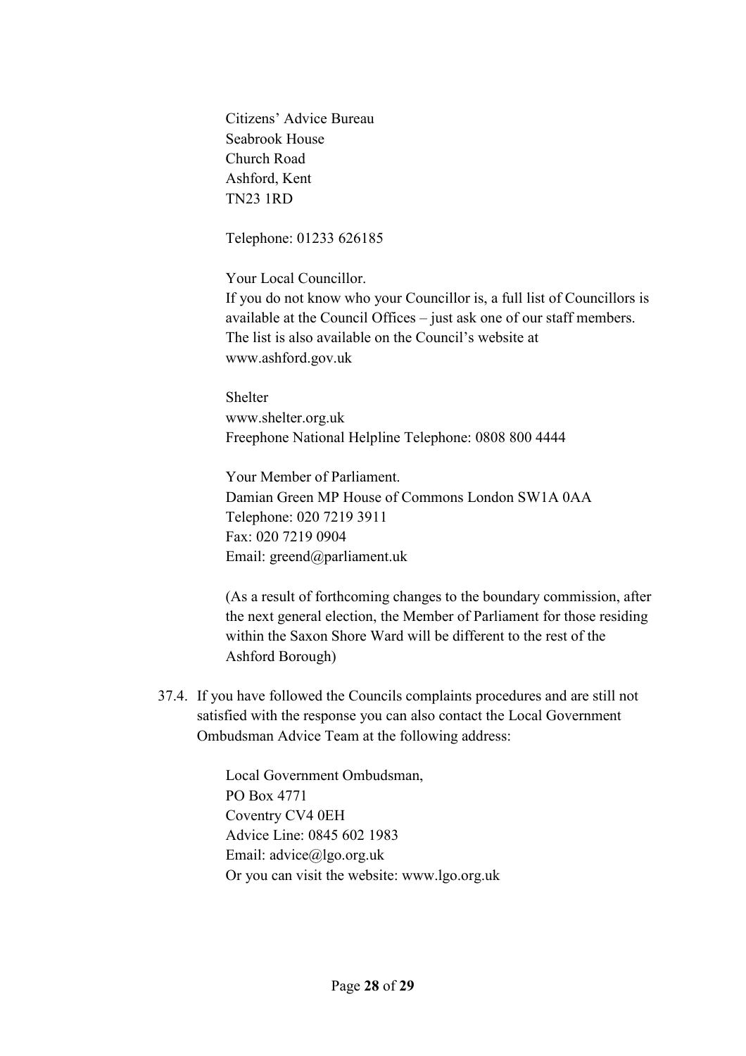Citizens' Advice Bureau
Seabrook House
Church Road
Ashford, Kent
TN23 1RD

Telephone: 01233 626185

Your Local Councillor.
If you do not know who your Councillor is, a full list of Councillors is available at the Council Offices – just ask one of our staff members. The list is also available on the Council's website at www.ashford.gov.uk

Shelter
www.shelter.org.uk
Freephone National Helpline Telephone: 0808 800 4444

Your Member of Parliament.
Damian Green MP House of Commons London SW1A 0AA
Telephone: 020 7219 3911
Fax: 020 7219 0904
Email: greend@parliament.uk

(As a result of forthcoming changes to the boundary commission, after the next general election, the Member of Parliament for those residing within the Saxon Shore Ward will be different to the rest of the Ashford Borough)

37.4. If you have followed the Councils complaints procedures and are still not satisfied with the response you can also contact the Local Government Ombudsman Advice Team at the following address:

Local Government Ombudsman,
PO Box 4771
Coventry CV4 0EH
Advice Line: 0845 602 1983
Email: advice@lgo.org.uk
Or you can visit the website: www.lgo.org.uk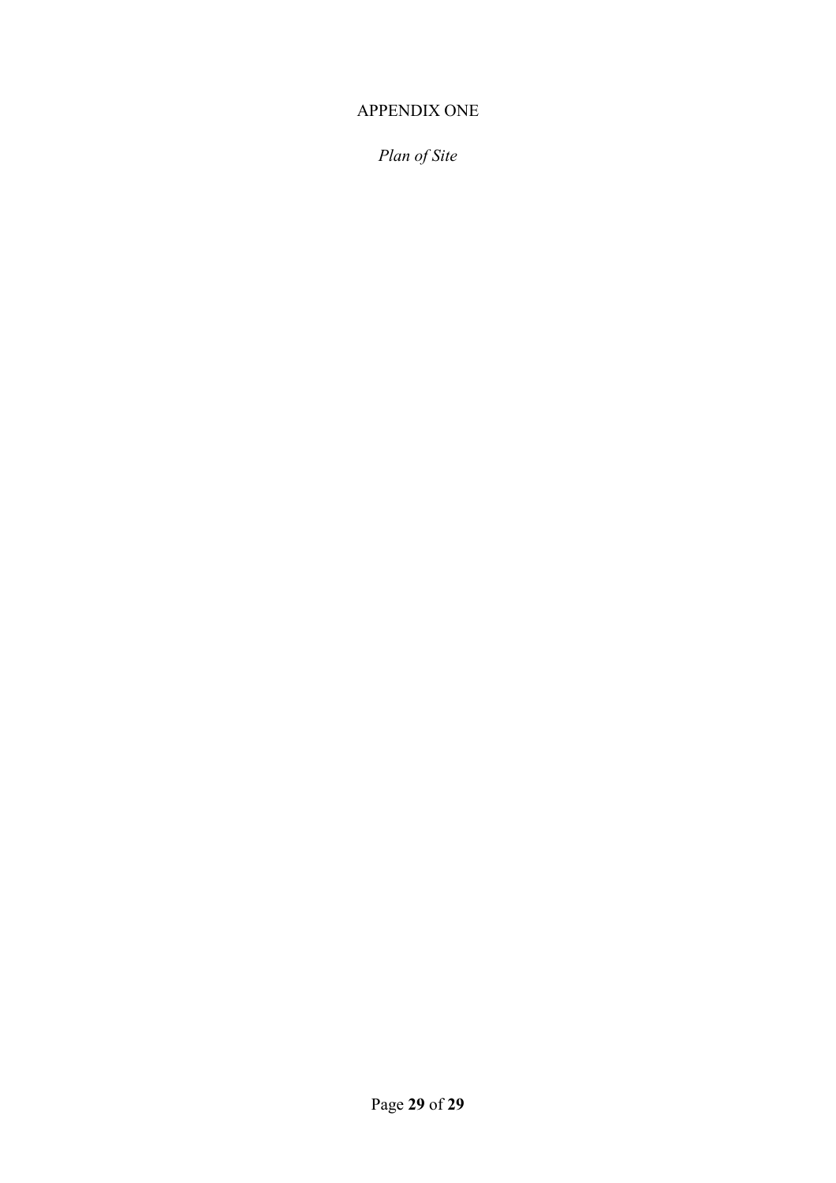## APPENDIX ONE

*Plan of Site*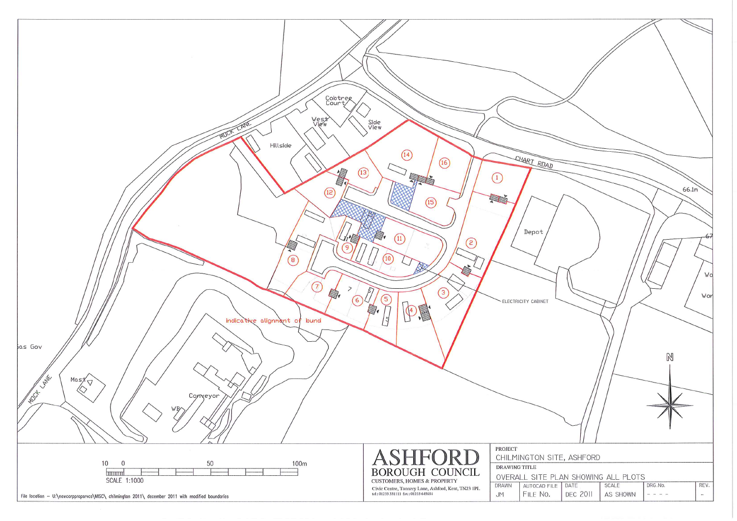MOCK LANE

Colotree Court

West View

Side View

Hillside

CHART ROAD

66.1m

Depot

ELECTRICITY CABINET

Indicative alignment of bund

as Gov

Mast

Conveyor

WB

MOCK LANE

N

1 2 3 4 5 6 7 8 9 10 11 12 13 14 15 16

10 0 50 100m

SCALE 1:1000

File location – U:\newcorppropsrvcs\MISC\ chilmington 2011\ december 2011 with modified boundaries

# ASHFORD BOROUGH COUNCIL

CUSTOMERS, HOMES & PROPERTY

Civic Centre, Tannery Lane, Ashford, Kent, TN23 1PL

tel: 01233 331111 fax: 01233 645654

| | | | | | |
|---|---|---|---|---|---|
| PROJECT | CHILMINGTON SITE, ASHFORD | | | | |
| DRAWING TITLE | OVERALL SITE PLAN SHOWING ALL PLOTS | | | | |
| DRAWN | AUTOCAD FILE | DATE | SCALE | DRG.No. | REV. |
| JM | FILE No. | DEC 2011 | AS SHOWN | - - - - | - |